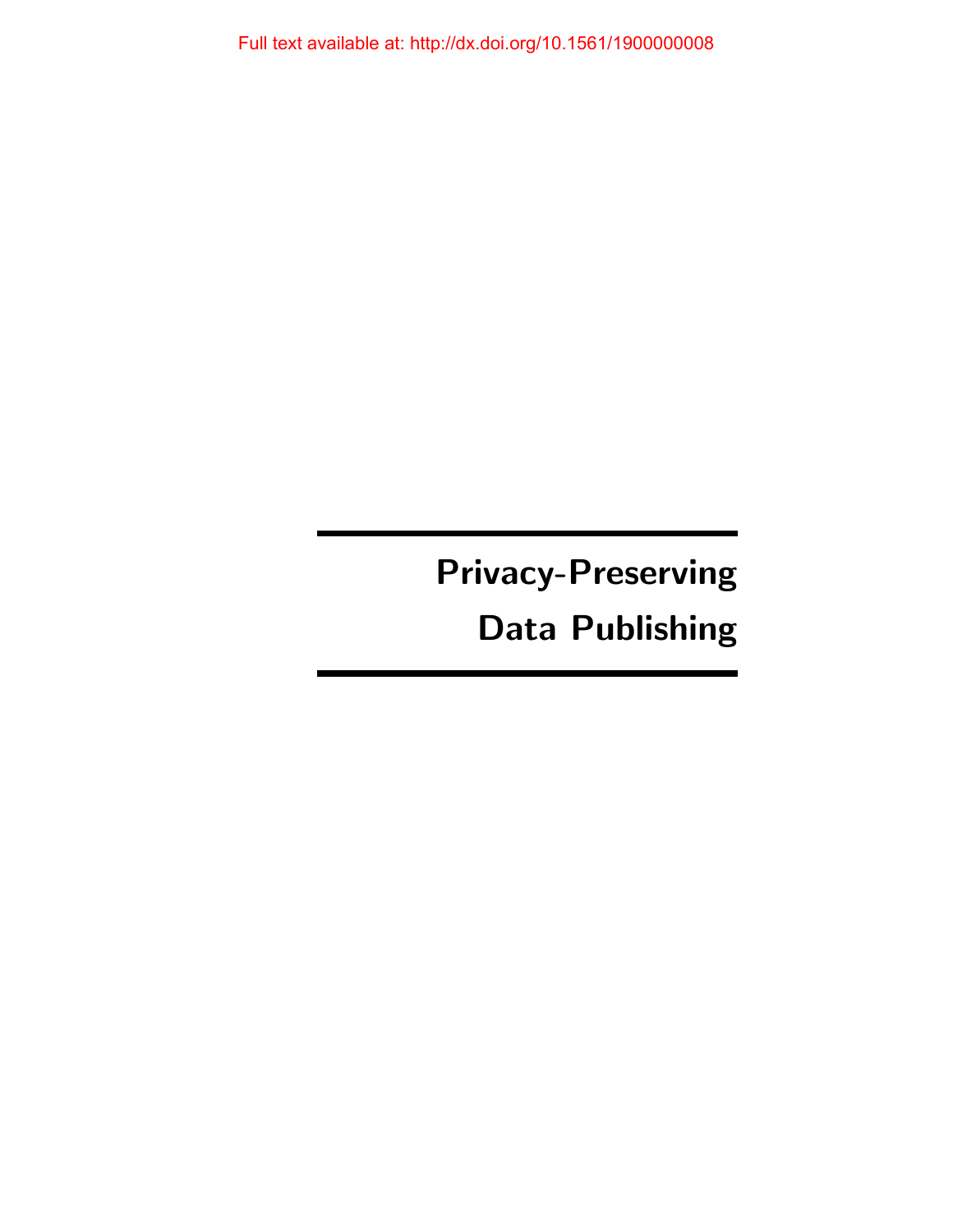Full text available at: http://dx.doi.org/10.1561/1900000008

# Privacy-Preserving Data Publishing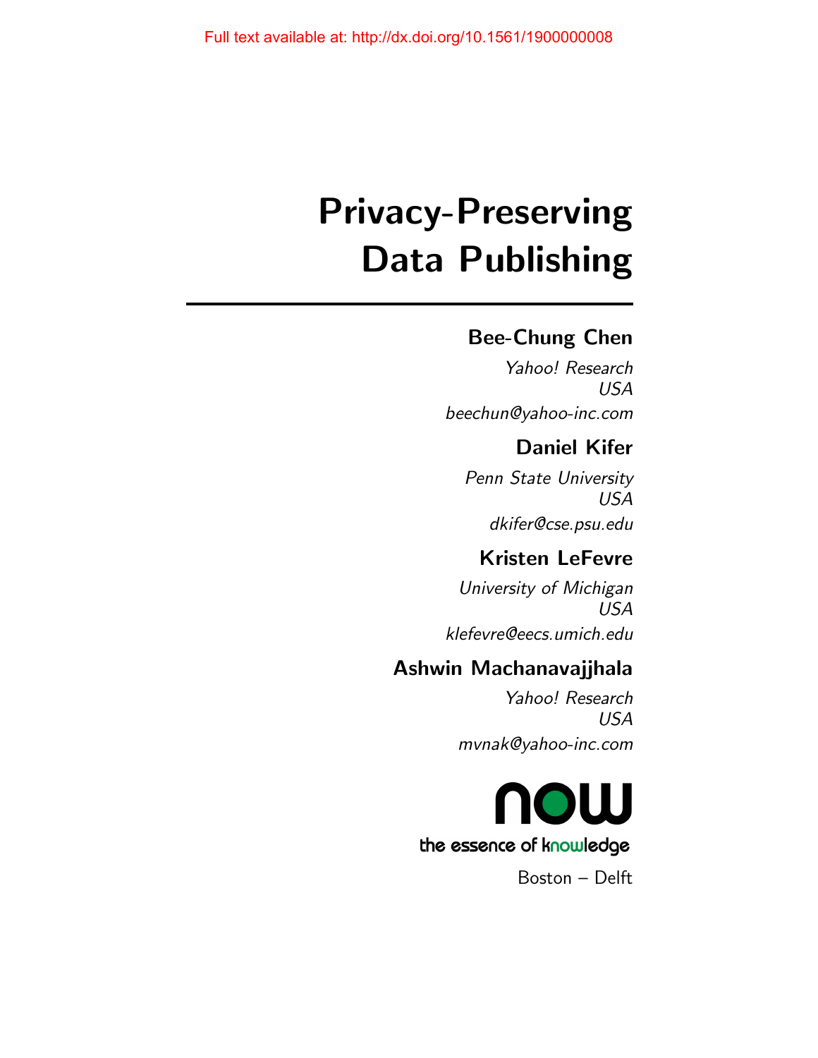Full text available at: http://dx.doi.org/10.1561/1900000008

# Privacy-Preserving Data Publishing

**Bee-Chung Chen**

*Yahoo! Research*
*USA*
*beechun@yahoo-inc.com*

**Daniel Kifer**

*Penn State University*
*USA*
*dkifer@cse.psu.edu*

**Kristen LeFevre**

*University of Michigan*
*USA*
*klefevre@eecs.umich.edu*

**Ashwin Machanavajjhala**

*Yahoo! Research*
*USA*
*mvnak@yahoo-inc.com*

now
the essence of knowledge

Boston – Delft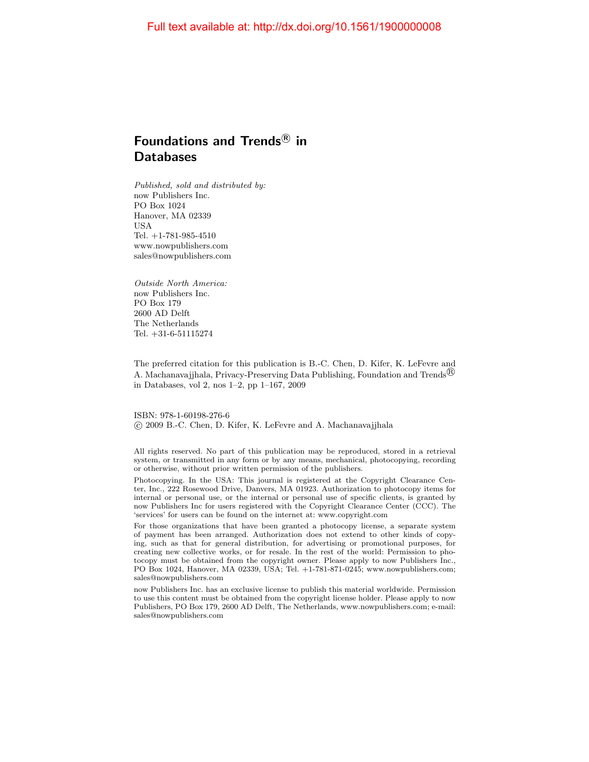Full text available at: http://dx.doi.org/10.1561/1900000008

# Foundations and Trends® in Databases

*Published, sold and distributed by:*
now Publishers Inc.
PO Box 1024
Hanover, MA 02339
USA
Tel. +1-781-985-4510
www.nowpublishers.com
sales@nowpublishers.com

*Outside North America:*
now Publishers Inc.
PO Box 179
2600 AD Delft
The Netherlands
Tel. +31-6-51115274

The preferred citation for this publication is B.-C. Chen, D. Kifer, K. LeFevre and A. Machanavajjhala, Privacy-Preserving Data Publishing, Foundation and Trends® in Databases, vol 2, nos 1–2, pp 1–167, 2009

ISBN: 978-1-60198-276-6
© 2009 B.-C. Chen, D. Kifer, K. LeFevre and A. Machanavajjhala

All rights reserved. No part of this publication may be reproduced, stored in a retrieval system, or transmitted in any form or by any means, mechanical, photocopying, recording or otherwise, without prior written permission of the publishers.

Photocopying. In the USA: This journal is registered at the Copyright Clearance Center, Inc., 222 Rosewood Drive, Danvers, MA 01923. Authorization to photocopy items for internal or personal use, or the internal or personal use of specific clients, is granted by now Publishers Inc for users registered with the Copyright Clearance Center (CCC). The 'services' for users can be found on the internet at: www.copyright.com

For those organizations that have been granted a photocopy license, a separate system of payment has been arranged. Authorization does not extend to other kinds of copying, such as that for general distribution, for advertising or promotional purposes, for creating new collective works, or for resale. In the rest of the world: Permission to photocopy must be obtained from the copyright owner. Please apply to now Publishers Inc., PO Box 1024, Hanover, MA 02339, USA; Tel. +1-781-871-0245; www.nowpublishers.com; sales@nowpublishers.com

now Publishers Inc. has an exclusive license to publish this material worldwide. Permission to use this content must be obtained from the copyright license holder. Please apply to now Publishers, PO Box 179, 2600 AD Delft, The Netherlands, www.nowpublishers.com; e-mail: sales@nowpublishers.com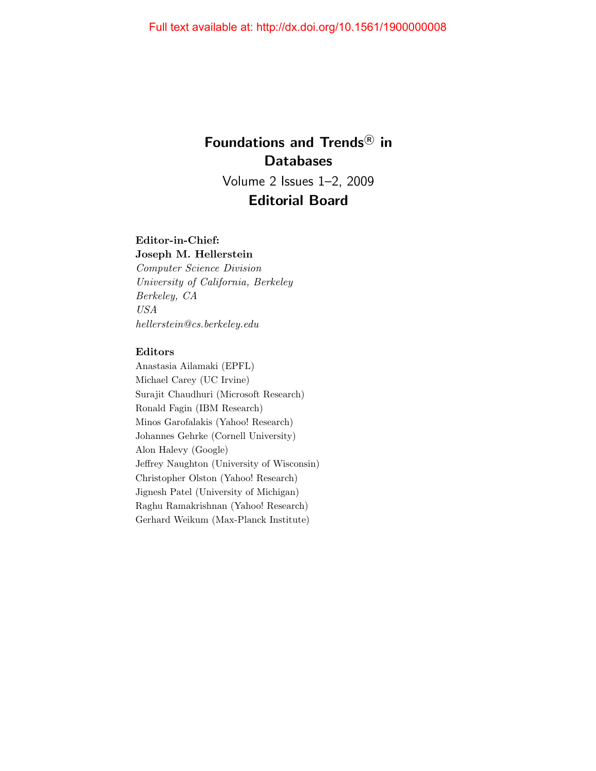Full text available at: http://dx.doi.org/10.1561/1900000008

# Foundations and Trends® in Databases

Volume 2 Issues 1–2, 2009

## Editorial Board

**Editor-in-Chief:**
**Joseph M. Hellerstein**
*Computer Science Division*
*University of California, Berkeley*
*Berkeley, CA*
*USA*
*hellerstein@cs.berkeley.edu*

**Editors**

Anastasia Ailamaki (EPFL)
Michael Carey (UC Irvine)
Surajit Chaudhuri (Microsoft Research)
Ronald Fagin (IBM Research)
Minos Garofalakis (Yahoo! Research)
Johannes Gehrke (Cornell University)
Alon Halevy (Google)
Jeffrey Naughton (University of Wisconsin)
Christopher Olston (Yahoo! Research)
Jignesh Patel (University of Michigan)
Raghu Ramakrishnan (Yahoo! Research)
Gerhard Weikum (Max-Planck Institute)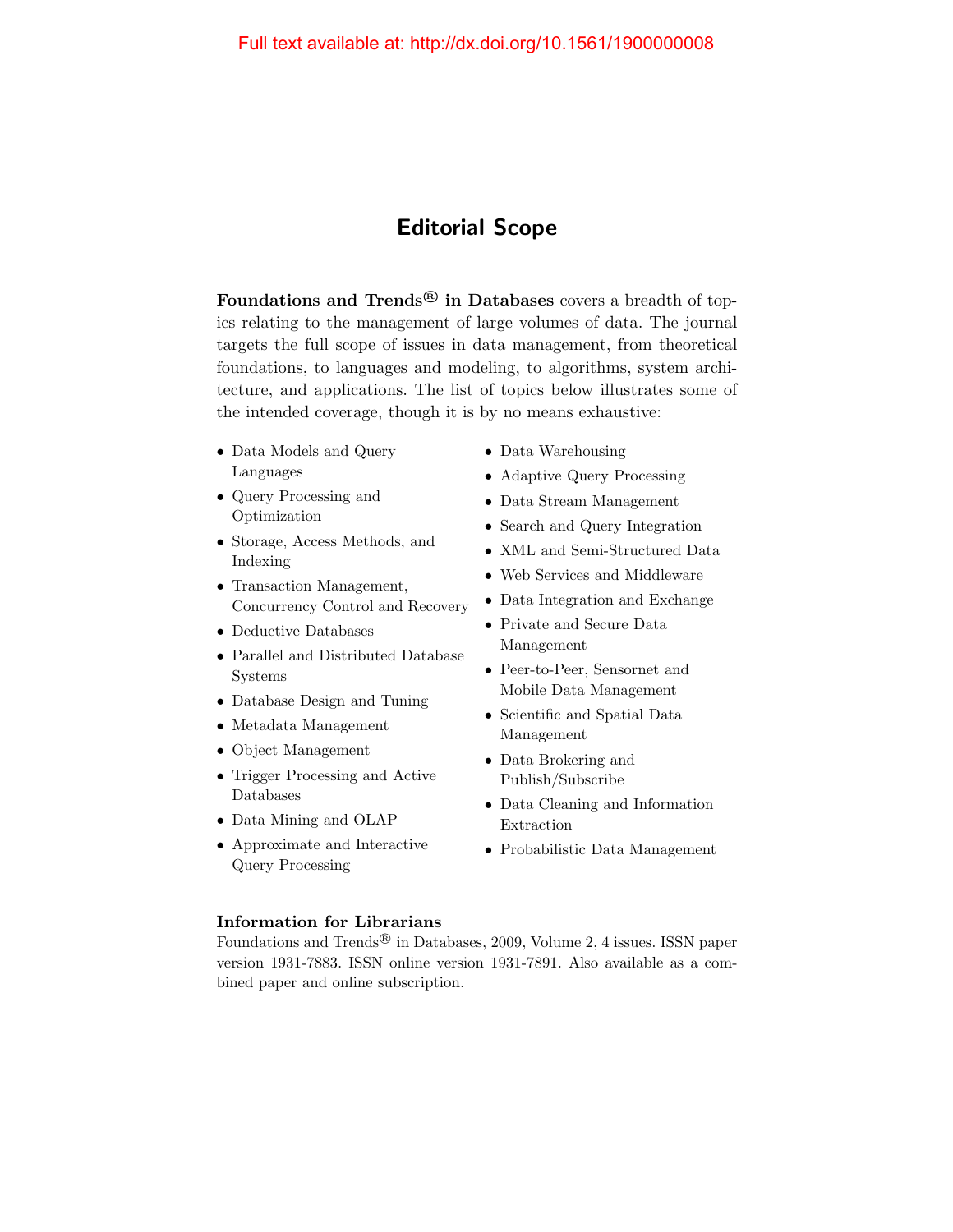Full text available at: http://dx.doi.org/10.1561/1900000008

# Editorial Scope

**Foundations and Trends® in Databases** covers a breadth of topics relating to the management of large volumes of data. The journal targets the full scope of issues in data management, from theoretical foundations, to languages and modeling, to algorithms, system architecture, and applications. The list of topics below illustrates some of the intended coverage, though it is by no means exhaustive:

- Data Models and Query Languages
- Query Processing and Optimization
- Storage, Access Methods, and Indexing
- Transaction Management, Concurrency Control and Recovery
- Deductive Databases
- Parallel and Distributed Database Systems
- Database Design and Tuning
- Metadata Management
- Object Management
- Trigger Processing and Active Databases
- Data Mining and OLAP
- Approximate and Interactive Query Processing
- Data Warehousing
- Adaptive Query Processing
- Data Stream Management
- Search and Query Integration
- XML and Semi-Structured Data
- Web Services and Middleware
- Data Integration and Exchange
- Private and Secure Data Management
- Peer-to-Peer, Sensornet and Mobile Data Management
- Scientific and Spatial Data Management
- Data Brokering and Publish/Subscribe
- Data Cleaning and Information Extraction
- Probabilistic Data Management

### Information for Librarians

Foundations and Trends® in Databases, 2009, Volume 2, 4 issues. ISSN paper version 1931-7883. ISSN online version 1931-7891. Also available as a combined paper and online subscription.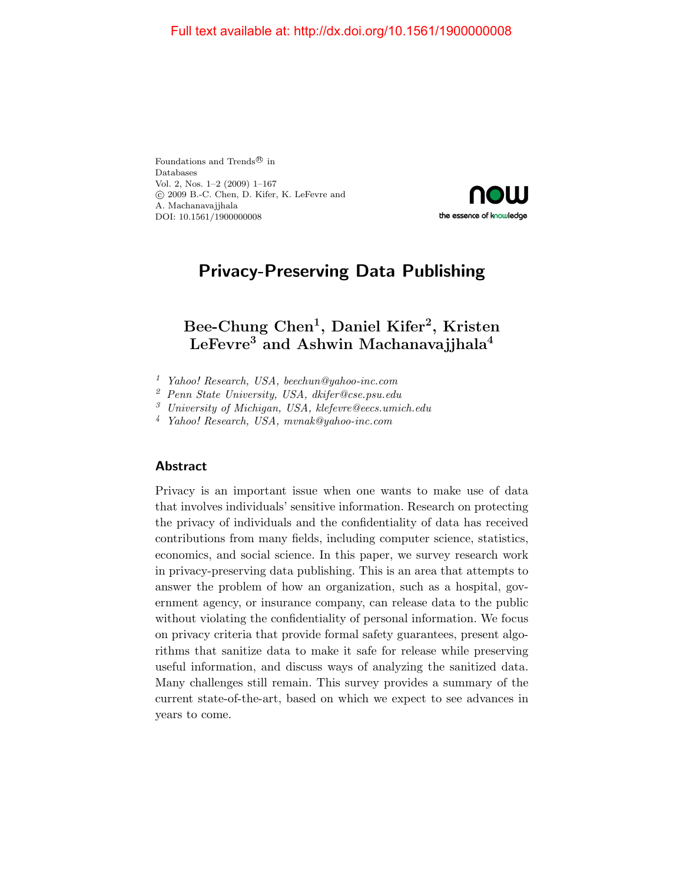Full text available at: http://dx.doi.org/10.1561/1900000008

Foundations and Trends® in
Databases
Vol. 2, Nos. 1–2 (2009) 1–167
© 2009 B.-C. Chen, D. Kifer, K. LeFevre and
A. Machanavajjhala
DOI: 10.1561/1900000008

# Privacy-Preserving Data Publishing

## Bee-Chung Chen[1], Daniel Kifer[2], Kristen LeFevre[3] and Ashwin Machanavajjhala[4]

[1] *Yahoo! Research, USA, beechun@yahoo-inc.com*
[2] *Penn State University, USA, dkifer@cse.psu.edu*
[3] *University of Michigan, USA, klefevre@eecs.umich.edu*
[4] *Yahoo! Research, USA, mvnak@yahoo-inc.com*

### Abstract

Privacy is an important issue when one wants to make use of data that involves individuals' sensitive information. Research on protecting the privacy of individuals and the confidentiality of data has received contributions from many fields, including computer science, statistics, economics, and social science. In this paper, we survey research work in privacy-preserving data publishing. This is an area that attempts to answer the problem of how an organization, such as a hospital, government agency, or insurance company, can release data to the public without violating the confidentiality of personal information. We focus on privacy criteria that provide formal safety guarantees, present algorithms that sanitize data to make it safe for release while preserving useful information, and discuss ways of analyzing the sanitized data. Many challenges still remain. This survey provides a summary of the current state-of-the-art, based on which we expect to see advances in years to come.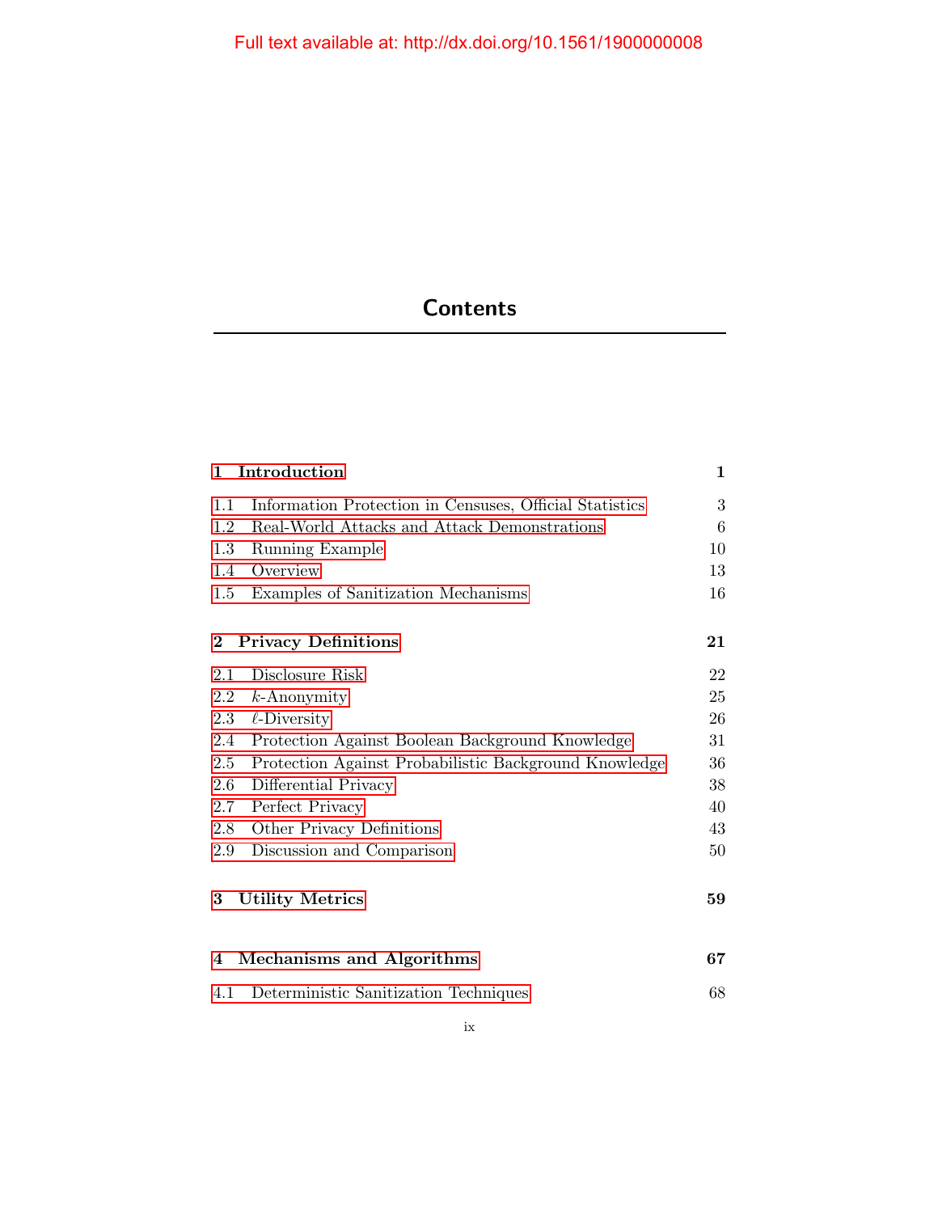# Contents

**1 Introduction** **1**

1.1 Information Protection in Censuses, Official Statistics 3
1.2 Real-World Attacks and Attack Demonstrations 6
1.3 Running Example 10
1.4 Overview 13
1.5 Examples of Sanitization Mechanisms 16

**2 Privacy Definitions** **21**

2.1 Disclosure Risk 22
2.2 $k$-Anonymity 25
2.3 $\ell$-Diversity 26
2.4 Protection Against Boolean Background Knowledge 31
2.5 Protection Against Probabilistic Background Knowledge 36
2.6 Differential Privacy 38
2.7 Perfect Privacy 40
2.8 Other Privacy Definitions 43
2.9 Discussion and Comparison 50

**3 Utility Metrics** **59**

**4 Mechanisms and Algorithms** **67**

4.1 Deterministic Sanitization Techniques 68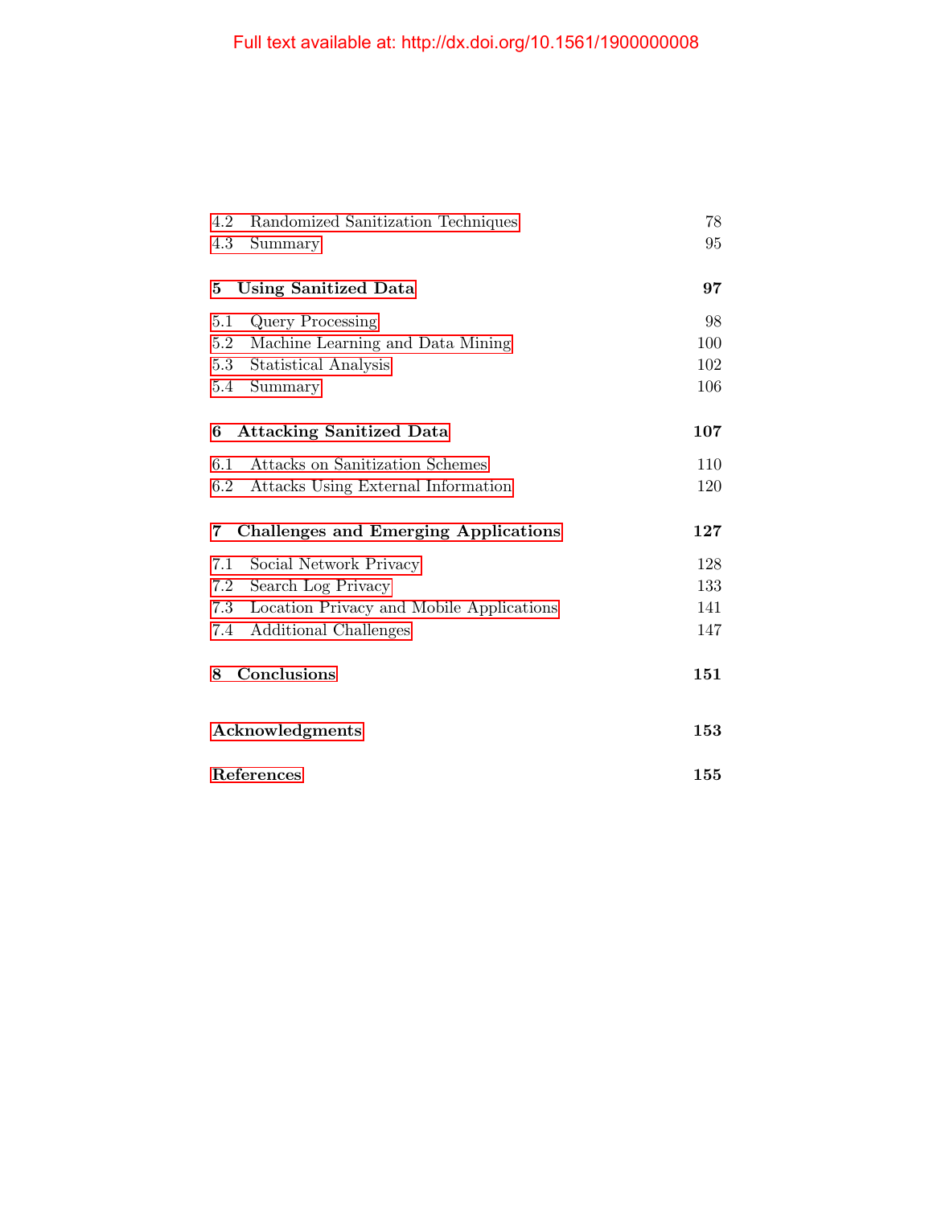| | |
|---|---|
| 4.2 Randomized Sanitization Techniques | 78 |
| 4.3 Summary | 95 |
| **5 Using Sanitized Data** | **97** |
| 5.1 Query Processing | 98 |
| 5.2 Machine Learning and Data Mining | 100 |
| 5.3 Statistical Analysis | 102 |
| 5.4 Summary | 106 |
| **6 Attacking Sanitized Data** | **107** |
| 6.1 Attacks on Sanitization Schemes | 110 |
| 6.2 Attacks Using External Information | 120 |
| **7 Challenges and Emerging Applications** | **127** |
| 7.1 Social Network Privacy | 128 |
| 7.2 Search Log Privacy | 133 |
| 7.3 Location Privacy and Mobile Applications | 141 |
| 7.4 Additional Challenges | 147 |
| **8 Conclusions** | **151** |
| **Acknowledgments** | **153** |
| **References** | **155** |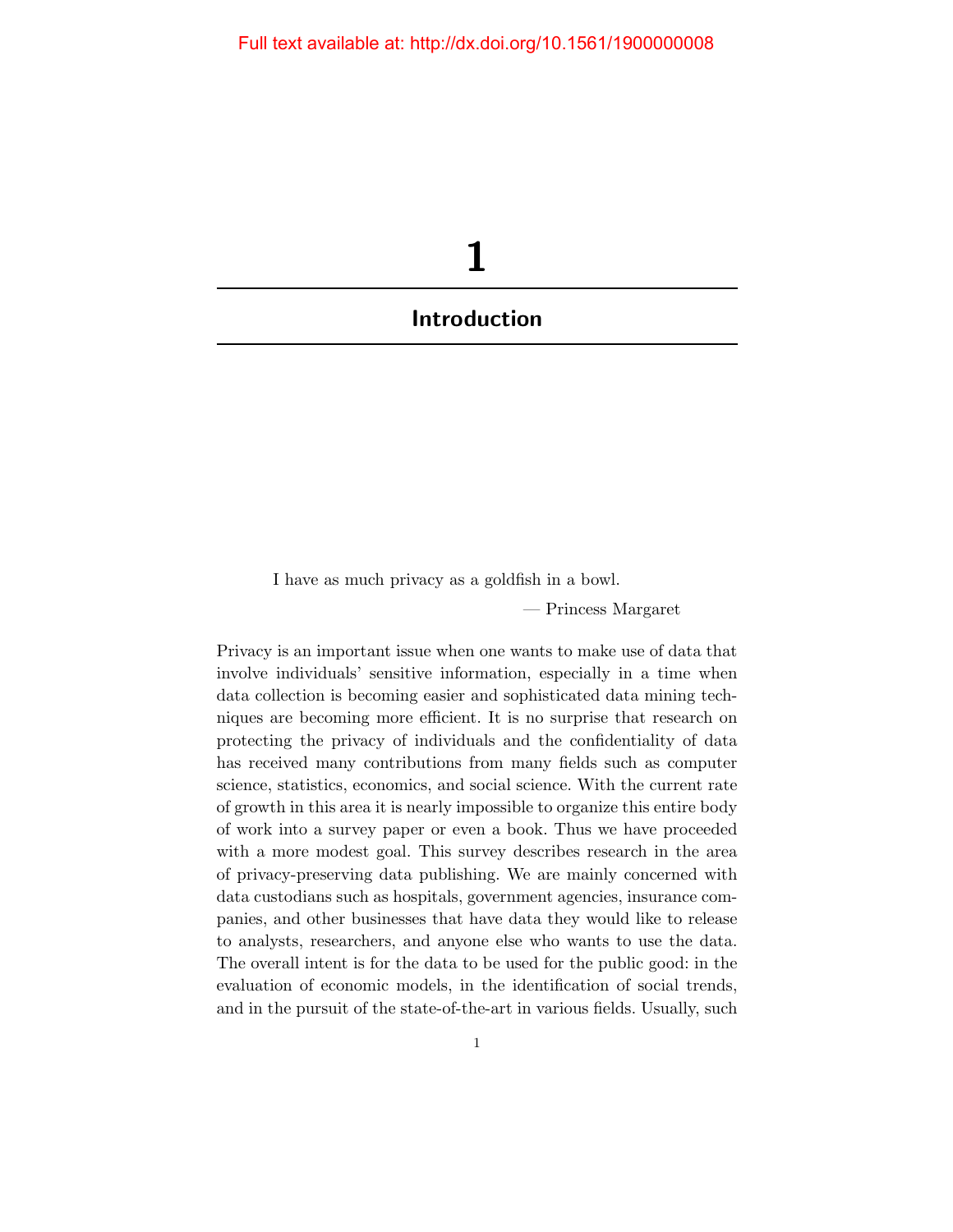# 1

## Introduction

> I have as much privacy as a goldfish in a bowl.
>
> — Princess Margaret

Privacy is an important issue when one wants to make use of data that involve individuals' sensitive information, especially in a time when data collection is becoming easier and sophisticated data mining techniques are becoming more efficient. It is no surprise that research on protecting the privacy of individuals and the confidentiality of data has received many contributions from many fields such as computer science, statistics, economics, and social science. With the current rate of growth in this area it is nearly impossible to organize this entire body of work into a survey paper or even a book. Thus we have proceeded with a more modest goal. This survey describes research in the area of privacy-preserving data publishing. We are mainly concerned with data custodians such as hospitals, government agencies, insurance companies, and other businesses that have data they would like to release to analysts, researchers, and anyone else who wants to use the data. The overall intent is for the data to be used for the public good: in the evaluation of economic models, in the identification of social trends, and in the pursuit of the state-of-the-art in various fields. Usually, such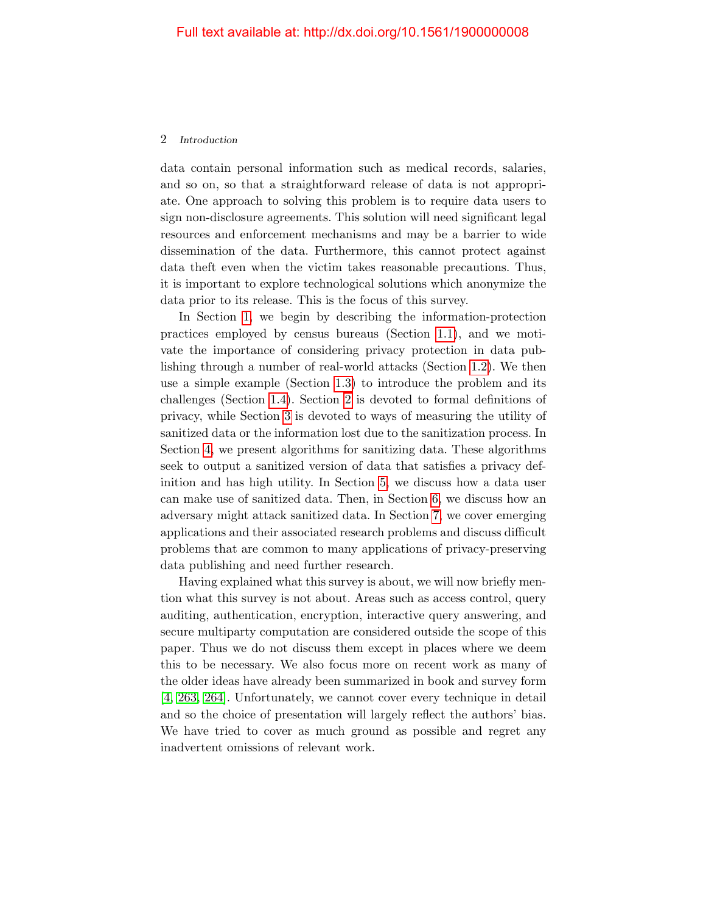data contain personal information such as medical records, salaries, and so on, so that a straightforward release of data is not appropriate. One approach to solving this problem is to require data users to sign non-disclosure agreements. This solution will need significant legal resources and enforcement mechanisms and may be a barrier to wide dissemination of the data. Furthermore, this cannot protect against data theft even when the victim takes reasonable precautions. Thus, it is important to explore technological solutions which anonymize the data prior to its release. This is the focus of this survey.

In Section 1, we begin by describing the information-protection practices employed by census bureaus (Section 1.1), and we motivate the importance of considering privacy protection in data publishing through a number of real-world attacks (Section 1.2). We then use a simple example (Section 1.3) to introduce the problem and its challenges (Section 1.4). Section 2 is devoted to formal definitions of privacy, while Section 3 is devoted to ways of measuring the utility of sanitized data or the information lost due to the sanitization process. In Section 4, we present algorithms for sanitizing data. These algorithms seek to output a sanitized version of data that satisfies a privacy definition and has high utility. In Section 5, we discuss how a data user can make use of sanitized data. Then, in Section 6, we discuss how an adversary might attack sanitized data. In Section 7, we cover emerging applications and their associated research problems and discuss difficult problems that are common to many applications of privacy-preserving data publishing and need further research.

Having explained what this survey is about, we will now briefly mention what this survey is not about. Areas such as access control, query auditing, authentication, encryption, interactive query answering, and secure multiparty computation are considered outside the scope of this paper. Thus we do not discuss them except in places where we deem this to be necessary. We also focus more on recent work as many of the older ideas have already been summarized in book and survey form [4, 263, 264]. Unfortunately, we cannot cover every technique in detail and so the choice of presentation will largely reflect the authors' bias. We have tried to cover as much ground as possible and regret any inadvertent omissions of relevant work.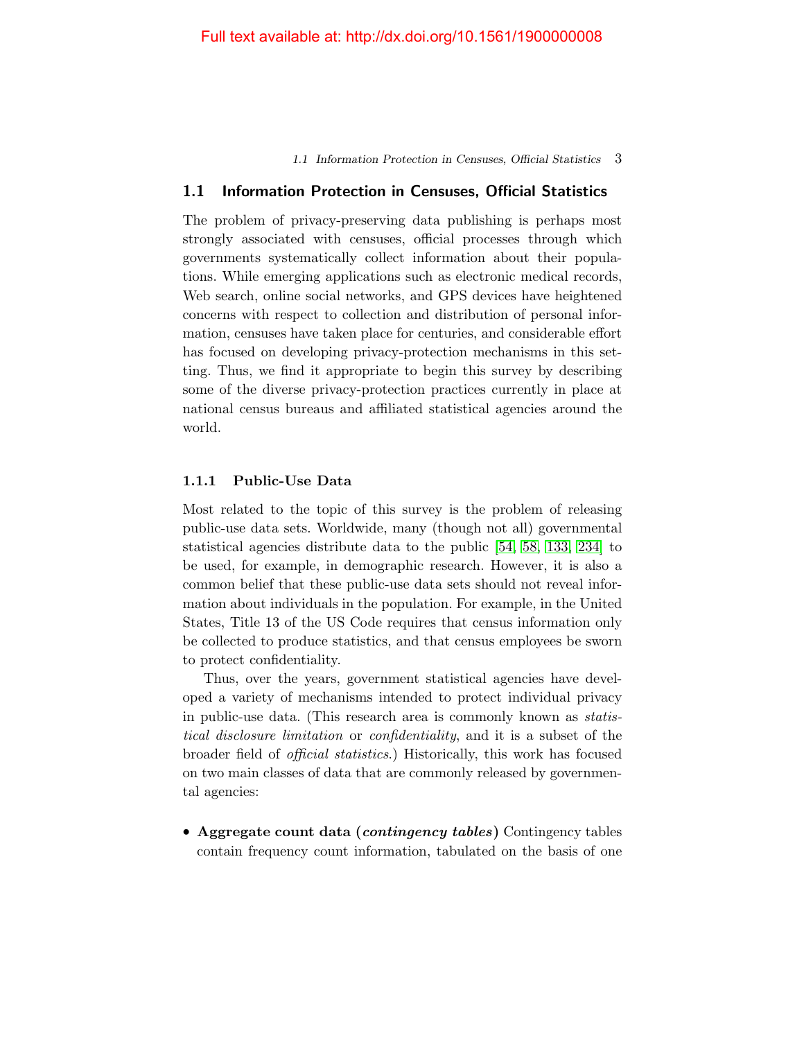## 1.1 Information Protection in Censuses, Official Statistics

The problem of privacy-preserving data publishing is perhaps most strongly associated with censuses, official processes through which governments systematically collect information about their populations. While emerging applications such as electronic medical records, Web search, online social networks, and GPS devices have heightened concerns with respect to collection and distribution of personal information, censuses have taken place for centuries, and considerable effort has focused on developing privacy-protection mechanisms in this setting. Thus, we find it appropriate to begin this survey by describing some of the diverse privacy-protection practices currently in place at national census bureaus and affiliated statistical agencies around the world.

### 1.1.1 Public-Use Data

Most related to the topic of this survey is the problem of releasing public-use data sets. Worldwide, many (though not all) governmental statistical agencies distribute data to the public [54, 58, 133, 234] to be used, for example, in demographic research. However, it is also a common belief that these public-use data sets should not reveal information about individuals in the population. For example, in the United States, Title 13 of the US Code requires that census information only be collected to produce statistics, and that census employees be sworn to protect confidentiality.

Thus, over the years, government statistical agencies have developed a variety of mechanisms intended to protect individual privacy in public-use data. (This research area is commonly known as *statistical disclosure limitation* or *confidentiality*, and it is a subset of the broader field of *official statistics*.) Historically, this work has focused on two main classes of data that are commonly released by governmental agencies:

- **Aggregate count data (*contingency tables*)** Contingency tables contain frequency count information, tabulated on the basis of one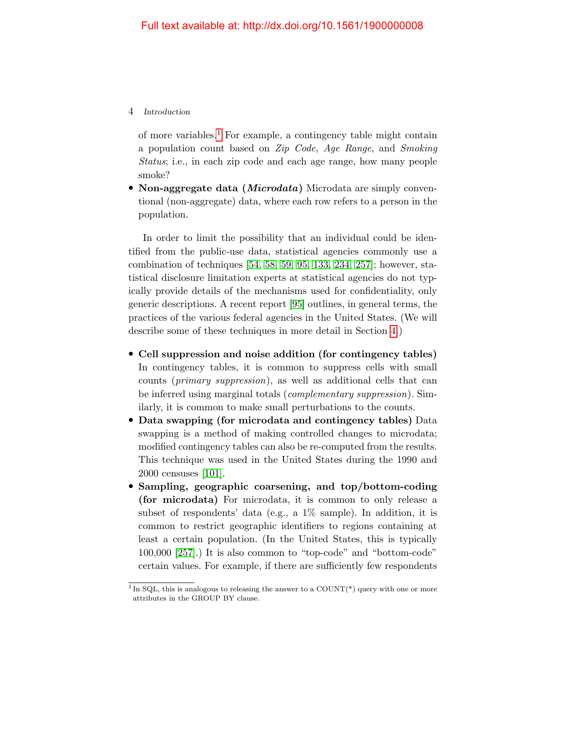of more variables.[1] For example, a contingency table might contain a population count based on *Zip Code*, *Age Range*, and *Smoking Status*; i.e., in each zip code and each age range, how many people smoke?

- **Non-aggregate data (*Microdata*)** Microdata are simply conventional (non-aggregate) data, where each row refers to a person in the population.

In order to limit the possibility that an individual could be identified from the public-use data, statistical agencies commonly use a combination of techniques [54, 58, 59, 95, 133, 234, 257]; however, statistical disclosure limitation experts at statistical agencies do not typically provide details of the mechanisms used for confidentiality, only generic descriptions. A recent report [95] outlines, in general terms, the practices of the various federal agencies in the United States. (We will describe some of these techniques in more detail in Section 4.)

- **Cell suppression and noise addition (for contingency tables)** In contingency tables, it is common to suppress cells with small counts (*primary suppression*), as well as additional cells that can be inferred using marginal totals (*complementary suppression*). Similarly, it is common to make small perturbations to the counts.
- **Data swapping (for microdata and contingency tables)** Data swapping is a method of making controlled changes to microdata; modified contingency tables can also be re-computed from the results. This technique was used in the United States during the 1990 and 2000 censuses [101].
- **Sampling, geographic coarsening, and top/bottom-coding (for microdata)** For microdata, it is common to only release a subset of respondents' data (e.g., a 1% sample). In addition, it is common to restrict geographic identifiers to regions containing at least a certain population. (In the United States, this is typically 100,000 [257].) It is also common to "top-code" and "bottom-code" certain values. For example, if there are sufficiently few respondents

[1] In SQL, this is analogous to releasing the answer to a COUNT(*) query with one or more attributes in the GROUP BY clause.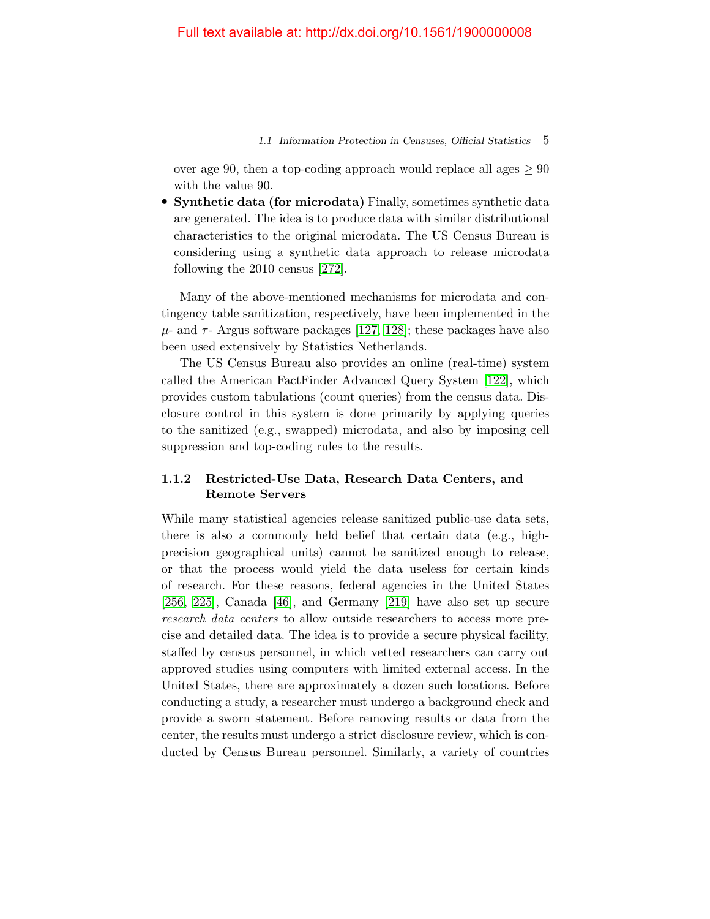over age 90, then a top-coding approach would replace all ages $\geq 90$ with the value 90.

- **Synthetic data (for microdata)** Finally, sometimes synthetic data are generated. The idea is to produce data with similar distributional characteristics to the original microdata. The US Census Bureau is considering using a synthetic data approach to release microdata following the 2010 census [272].

Many of the above-mentioned mechanisms for microdata and contingency table sanitization, respectively, have been implemented in the $\mu$- and $\tau$- Argus software packages [127, 128]; these packages have also been used extensively by Statistics Netherlands.

The US Census Bureau also provides an online (real-time) system called the American FactFinder Advanced Query System [122], which provides custom tabulations (count queries) from the census data. Disclosure control in this system is done primarily by applying queries to the sanitized (e.g., swapped) microdata, and also by imposing cell suppression and top-coding rules to the results.

### 1.1.2 Restricted-Use Data, Research Data Centers, and Remote Servers

While many statistical agencies release sanitized public-use data sets, there is also a commonly held belief that certain data (e.g., high-precision geographical units) cannot be sanitized enough to release, or that the process would yield the data useless for certain kinds of research. For these reasons, federal agencies in the United States [256, 225], Canada [46], and Germany [219] have also set up secure *research data centers* to allow outside researchers to access more precise and detailed data. The idea is to provide a secure physical facility, staffed by census personnel, in which vetted researchers can carry out approved studies using computers with limited external access. In the United States, there are approximately a dozen such locations. Before conducting a study, a researcher must undergo a background check and provide a sworn statement. Before removing results or data from the center, the results must undergo a strict disclosure review, which is conducted by Census Bureau personnel. Similarly, a variety of countries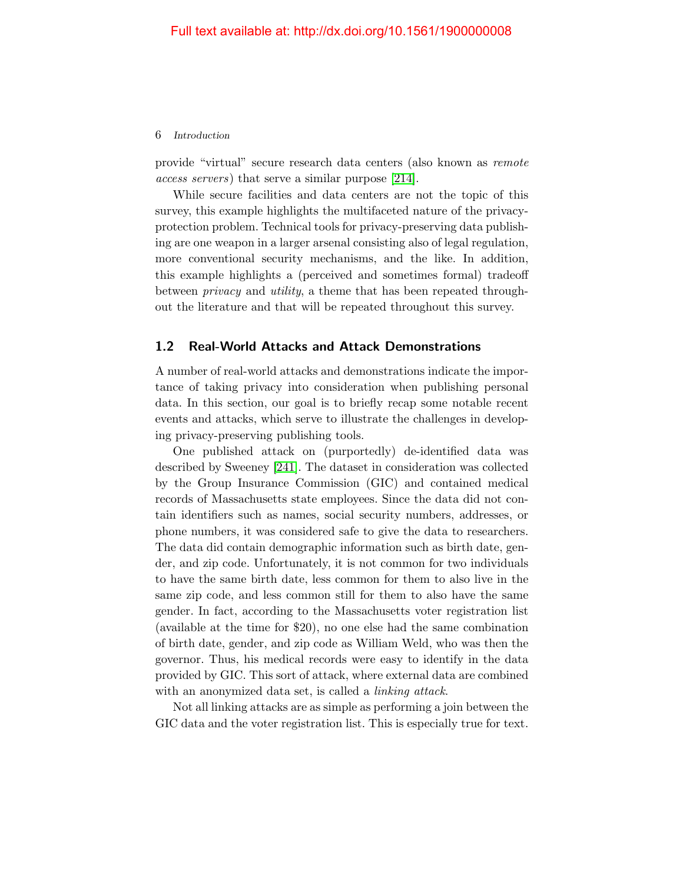provide "virtual" secure research data centers (also known as *remote access servers*) that serve a similar purpose [214].

While secure facilities and data centers are not the topic of this survey, this example highlights the multifaceted nature of the privacy-protection problem. Technical tools for privacy-preserving data publishing are one weapon in a larger arsenal consisting also of legal regulation, more conventional security mechanisms, and the like. In addition, this example highlights a (perceived and sometimes formal) tradeoff between *privacy* and *utility*, a theme that has been repeated throughout the literature and that will be repeated throughout this survey.

## 1.2 Real-World Attacks and Attack Demonstrations

A number of real-world attacks and demonstrations indicate the importance of taking privacy into consideration when publishing personal data. In this section, our goal is to briefly recap some notable recent events and attacks, which serve to illustrate the challenges in developing privacy-preserving publishing tools.

One published attack on (purportedly) de-identified data was described by Sweeney [241]. The dataset in consideration was collected by the Group Insurance Commission (GIC) and contained medical records of Massachusetts state employees. Since the data did not contain identifiers such as names, social security numbers, addresses, or phone numbers, it was considered safe to give the data to researchers. The data did contain demographic information such as birth date, gender, and zip code. Unfortunately, it is not common for two individuals to have the same birth date, less common for them to also live in the same zip code, and less common still for them to also have the same gender. In fact, according to the Massachusetts voter registration list (available at the time for $20), no one else had the same combination of birth date, gender, and zip code as William Weld, who was then the governor. Thus, his medical records were easy to identify in the data provided by GIC. This sort of attack, where external data are combined with an anonymized data set, is called a *linking attack*.

Not all linking attacks are as simple as performing a join between the GIC data and the voter registration list. This is especially true for text.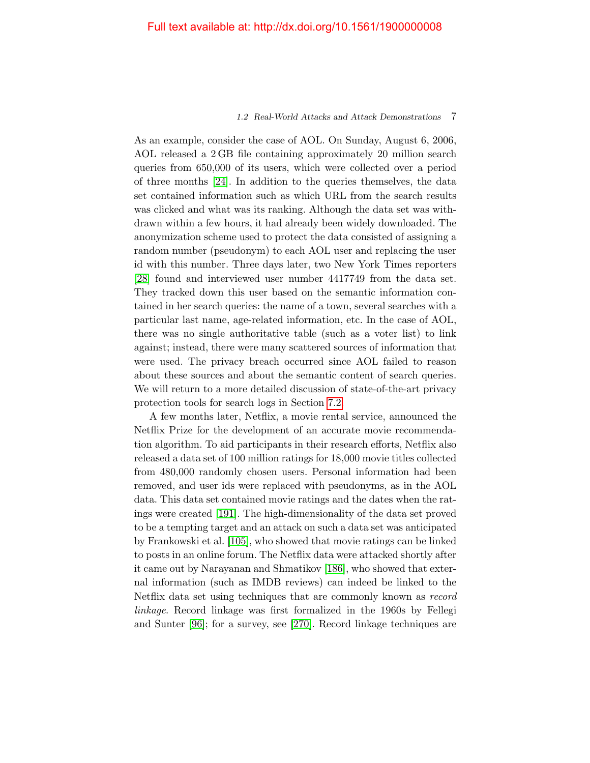As an example, consider the case of AOL. On Sunday, August 6, 2006, AOL released a 2 GB file containing approximately 20 million search queries from 650,000 of its users, which were collected over a period of three months [24]. In addition to the queries themselves, the data set contained information such as which URL from the search results was clicked and what was its ranking. Although the data set was withdrawn within a few hours, it had already been widely downloaded. The anonymization scheme used to protect the data consisted of assigning a random number (pseudonym) to each AOL user and replacing the user id with this number. Three days later, two New York Times reporters [28] found and interviewed user number 4417749 from the data set. They tracked down this user based on the semantic information contained in her search queries: the name of a town, several searches with a particular last name, age-related information, etc. In the case of AOL, there was no single authoritative table (such as a voter list) to link against; instead, there were many scattered sources of information that were used. The privacy breach occurred since AOL failed to reason about these sources and about the semantic content of search queries. We will return to a more detailed discussion of state-of-the-art privacy protection tools for search logs in Section 7.2.

A few months later, Netflix, a movie rental service, announced the Netflix Prize for the development of an accurate movie recommendation algorithm. To aid participants in their research efforts, Netflix also released a data set of 100 million ratings for 18,000 movie titles collected from 480,000 randomly chosen users. Personal information had been removed, and user ids were replaced with pseudonyms, as in the AOL data. This data set contained movie ratings and the dates when the ratings were created [191]. The high-dimensionality of the data set proved to be a tempting target and an attack on such a data set was anticipated by Frankowski et al. [105], who showed that movie ratings can be linked to posts in an online forum. The Netflix data were attacked shortly after it came out by Narayanan and Shmatikov [186], who showed that external information (such as IMDB reviews) can indeed be linked to the Netflix data set using techniques that are commonly known as *record linkage*. Record linkage was first formalized in the 1960s by Fellegi and Sunter [96]; for a survey, see [270]. Record linkage techniques are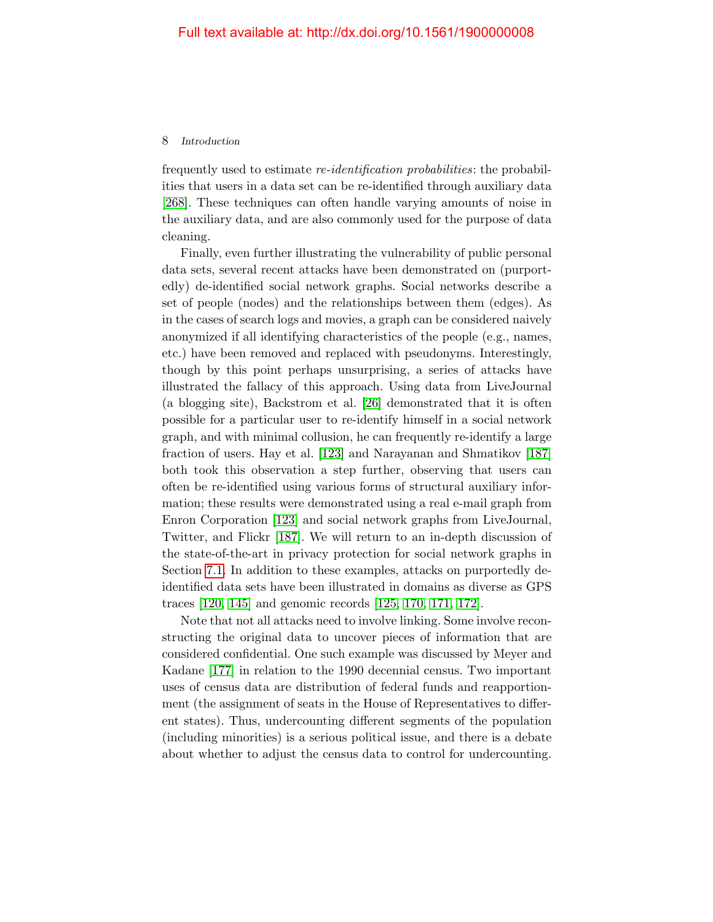frequently used to estimate *re-identification probabilities*: the probabilities that users in a data set can be re-identified through auxiliary data [268]. These techniques can often handle varying amounts of noise in the auxiliary data, and are also commonly used for the purpose of data cleaning.

Finally, even further illustrating the vulnerability of public personal data sets, several recent attacks have been demonstrated on (purportedly) de-identified social network graphs. Social networks describe a set of people (nodes) and the relationships between them (edges). As in the cases of search logs and movies, a graph can be considered naively anonymized if all identifying characteristics of the people (e.g., names, etc.) have been removed and replaced with pseudonyms. Interestingly, though by this point perhaps unsurprising, a series of attacks have illustrated the fallacy of this approach. Using data from LiveJournal (a blogging site), Backstrom et al. [26] demonstrated that it is often possible for a particular user to re-identify himself in a social network graph, and with minimal collusion, he can frequently re-identify a large fraction of users. Hay et al. [123] and Narayanan and Shmatikov [187] both took this observation a step further, observing that users can often be re-identified using various forms of structural auxiliary information; these results were demonstrated using a real e-mail graph from Enron Corporation [123] and social network graphs from LiveJournal, Twitter, and Flickr [187]. We will return to an in-depth discussion of the state-of-the-art in privacy protection for social network graphs in Section 7.1. In addition to these examples, attacks on purportedly de-identified data sets have been illustrated in domains as diverse as GPS traces [120, 145] and genomic records [125, 170, 171, 172].

Note that not all attacks need to involve linking. Some involve reconstructing the original data to uncover pieces of information that are considered confidential. One such example was discussed by Meyer and Kadane [177] in relation to the 1990 decennial census. Two important uses of census data are distribution of federal funds and reapportionment (the assignment of seats in the House of Representatives to different states). Thus, undercounting different segments of the population (including minorities) is a serious political issue, and there is a debate about whether to adjust the census data to control for undercounting.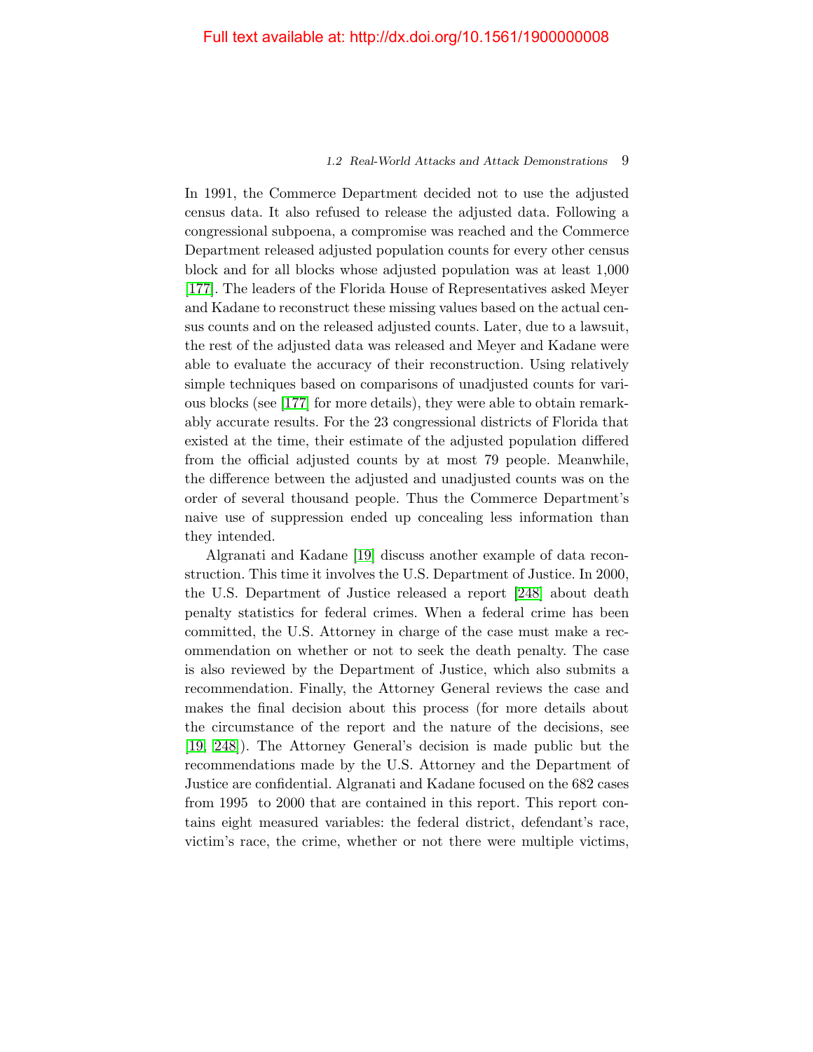In 1991, the Commerce Department decided not to use the adjusted census data. It also refused to release the adjusted data. Following a congressional subpoena, a compromise was reached and the Commerce Department released adjusted population counts for every other census block and for all blocks whose adjusted population was at least 1,000 [177]. The leaders of the Florida House of Representatives asked Meyer and Kadane to reconstruct these missing values based on the actual census counts and on the released adjusted counts. Later, due to a lawsuit, the rest of the adjusted data was released and Meyer and Kadane were able to evaluate the accuracy of their reconstruction. Using relatively simple techniques based on comparisons of unadjusted counts for various blocks (see [177] for more details), they were able to obtain remarkably accurate results. For the 23 congressional districts of Florida that existed at the time, their estimate of the adjusted population differed from the official adjusted counts by at most 79 people. Meanwhile, the difference between the adjusted and unadjusted counts was on the order of several thousand people. Thus the Commerce Department's naive use of suppression ended up concealing less information than they intended.

Algranati and Kadane [19] discuss another example of data reconstruction. This time it involves the U.S. Department of Justice. In 2000, the U.S. Department of Justice released a report [248] about death penalty statistics for federal crimes. When a federal crime has been committed, the U.S. Attorney in charge of the case must make a recommendation on whether or not to seek the death penalty. The case is also reviewed by the Department of Justice, which also submits a recommendation. Finally, the Attorney General reviews the case and makes the final decision about this process (for more details about the circumstance of the report and the nature of the decisions, see [19, 248]). The Attorney General's decision is made public but the recommendations made by the U.S. Attorney and the Department of Justice are confidential. Algranati and Kadane focused on the 682 cases from 1995 to 2000 that are contained in this report. This report contains eight measured variables: the federal district, defendant's race, victim's race, the crime, whether or not there were multiple victims,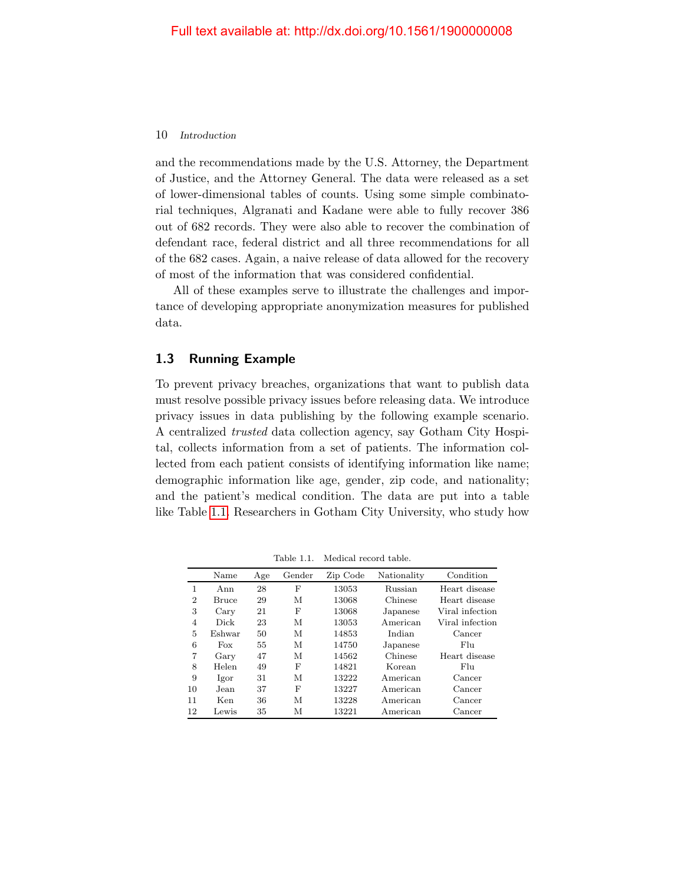and the recommendations made by the U.S. Attorney, the Department of Justice, and the Attorney General. The data were released as a set of lower-dimensional tables of counts. Using some simple combinatorial techniques, Algranati and Kadane were able to fully recover 386 out of 682 records. They were also able to recover the combination of defendant race, federal district and all three recommendations for all of the 682 cases. Again, a naive release of data allowed for the recovery of most of the information that was considered confidential.

All of these examples serve to illustrate the challenges and importance of developing appropriate anonymization measures for published data.

## 1.3 Running Example

To prevent privacy breaches, organizations that want to publish data must resolve possible privacy issues before releasing data. We introduce privacy issues in data publishing by the following example scenario. A centralized *trusted* data collection agency, say Gotham City Hospital, collects information from a set of patients. The information collected from each patient consists of identifying information like name; demographic information like age, gender, zip code, and nationality; and the patient's medical condition. The data are put into a table like Table 1.1. Researchers in Gotham City University, who study how

Table 1.1. Medical record table.

| | Name | Age | Gender | Zip Code | Nationality | Condition |
|---|---|---|---|---|---|---|
| 1 | Ann | 28 | F | 13053 | Russian | Heart disease |
| 2 | Bruce | 29 | M | 13068 | Chinese | Heart disease |
| 3 | Cary | 21 | F | 13068 | Japanese | Viral infection |
| 4 | Dick | 23 | M | 13053 | American | Viral infection |
| 5 | Eshwar | 50 | M | 14853 | Indian | Cancer |
| 6 | Fox | 55 | M | 14750 | Japanese | Flu |
| 7 | Gary | 47 | M | 14562 | Chinese | Heart disease |
| 8 | Helen | 49 | F | 14821 | Korean | Flu |
| 9 | Igor | 31 | M | 13222 | American | Cancer |
| 10 | Jean | 37 | F | 13227 | American | Cancer |
| 11 | Ken | 36 | M | 13228 | American | Cancer |
| 12 | Lewis | 35 | M | 13221 | American | Cancer |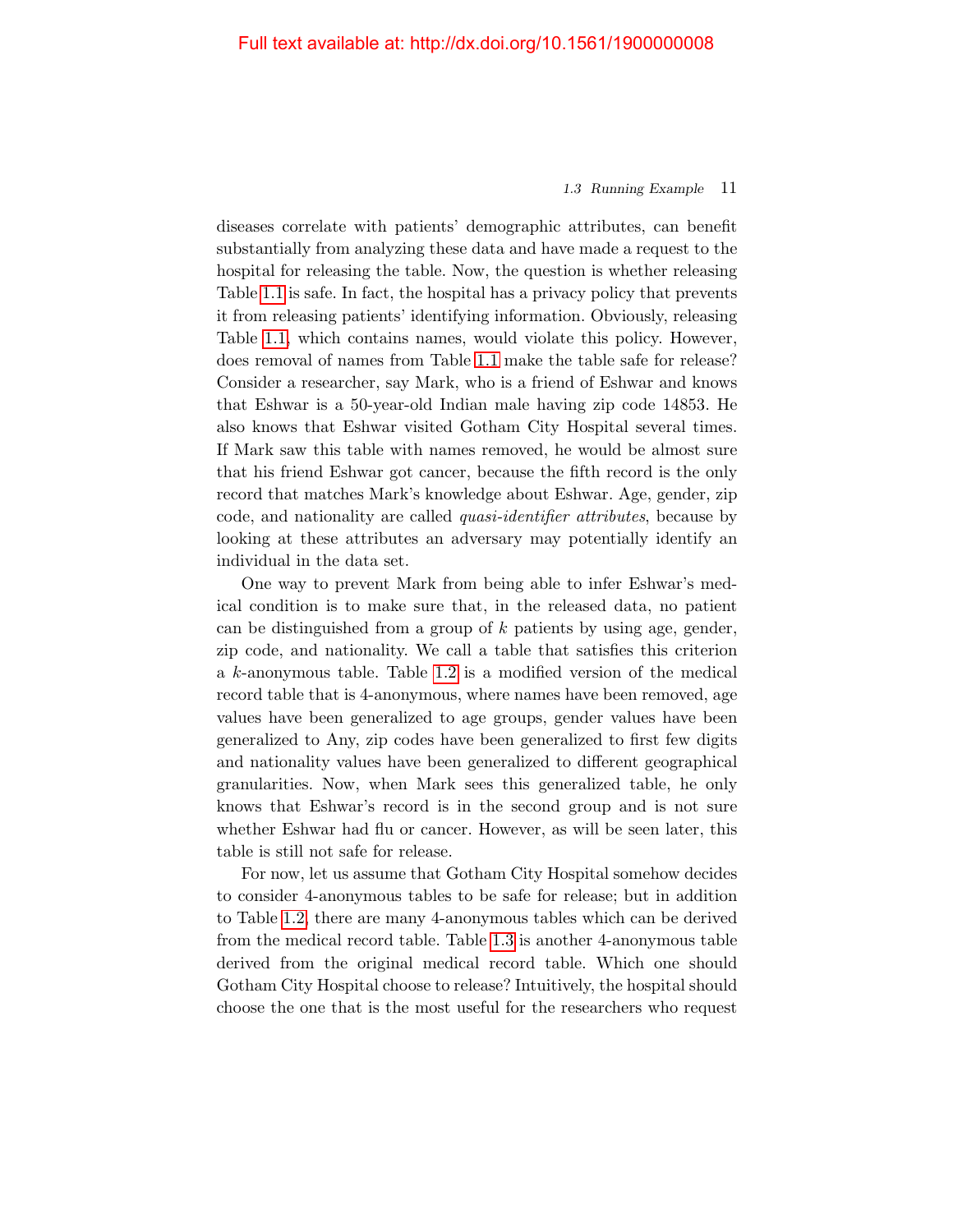diseases correlate with patients' demographic attributes, can benefit substantially from analyzing these data and have made a request to the hospital for releasing the table. Now, the question is whether releasing Table 1.1 is safe. In fact, the hospital has a privacy policy that prevents it from releasing patients' identifying information. Obviously, releasing Table 1.1, which contains names, would violate this policy. However, does removal of names from Table 1.1 make the table safe for release? Consider a researcher, say Mark, who is a friend of Eshwar and knows that Eshwar is a 50-year-old Indian male having zip code 14853. He also knows that Eshwar visited Gotham City Hospital several times. If Mark saw this table with names removed, he would be almost sure that his friend Eshwar got cancer, because the fifth record is the only record that matches Mark's knowledge about Eshwar. Age, gender, zip code, and nationality are called *quasi-identifier attributes*, because by looking at these attributes an adversary may potentially identify an individual in the data set.

One way to prevent Mark from being able to infer Eshwar's medical condition is to make sure that, in the released data, no patient can be distinguished from a group of $k$ patients by using age, gender, zip code, and nationality. We call a table that satisfies this criterion a $k$-anonymous table. Table 1.2 is a modified version of the medical record table that is 4-anonymous, where names have been removed, age values have been generalized to age groups, gender values have been generalized to Any, zip codes have been generalized to first few digits and nationality values have been generalized to different geographical granularities. Now, when Mark sees this generalized table, he only knows that Eshwar's record is in the second group and is not sure whether Eshwar had flu or cancer. However, as will be seen later, this table is still not safe for release.

For now, let us assume that Gotham City Hospital somehow decides to consider 4-anonymous tables to be safe for release; but in addition to Table 1.2, there are many 4-anonymous tables which can be derived from the medical record table. Table 1.3 is another 4-anonymous table derived from the original medical record table. Which one should Gotham City Hospital choose to release? Intuitively, the hospital should choose the one that is the most useful for the researchers who request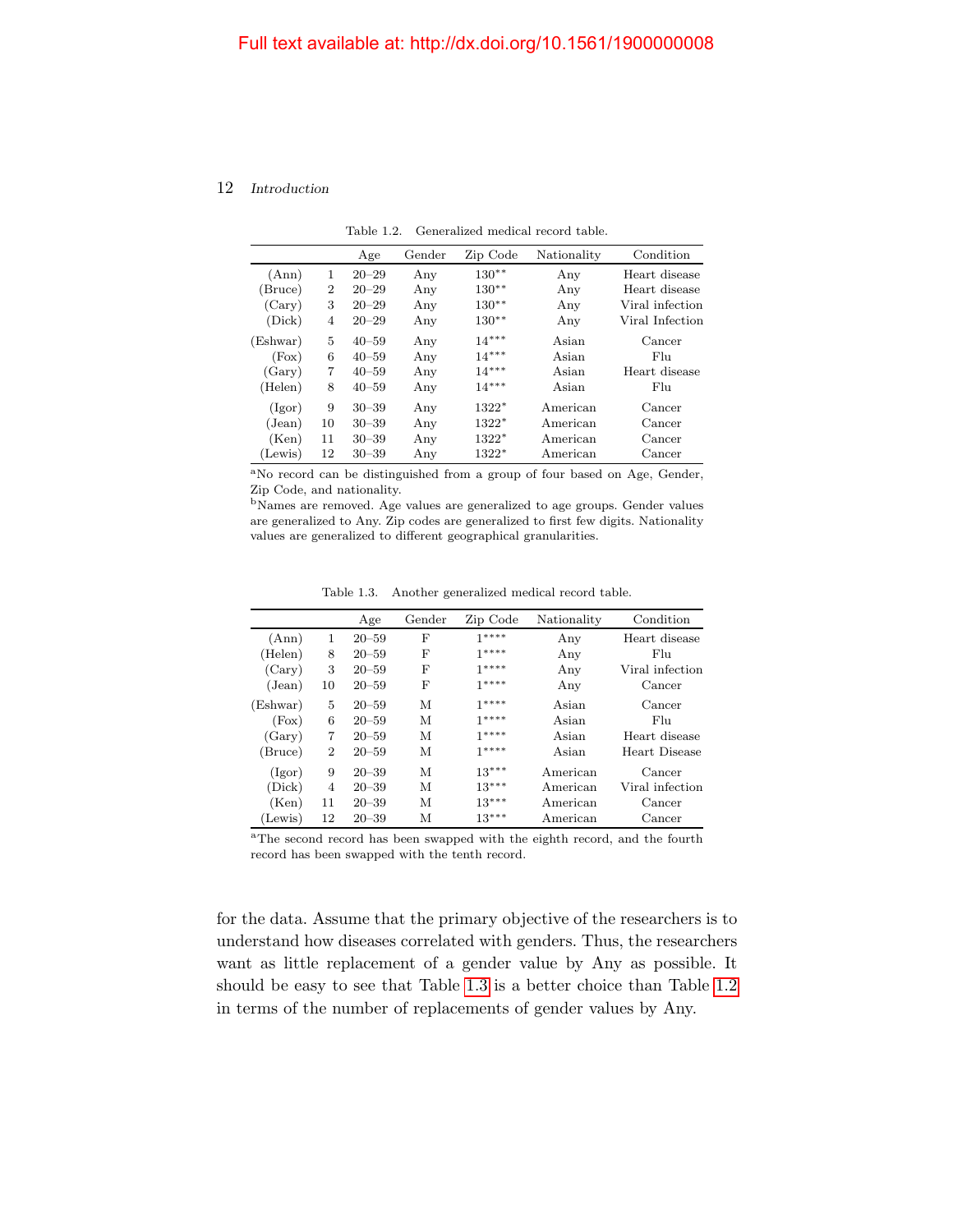Table 1.2. Generalized medical record table.

| | | Age | Gender | Zip Code | Nationality | Condition |
|---|---|---|---|---|---|---|
| (Ann) | 1 | 20–29 | Any | 130** | Any | Heart disease |
| (Bruce) | 2 | 20–29 | Any | 130** | Any | Heart disease |
| (Cary) | 3 | 20–29 | Any | 130** | Any | Viral infection |
| (Dick) | 4 | 20–29 | Any | 130** | Any | Viral Infection |
| (Eshwar) | 5 | 40–59 | Any | 14*** | Asian | Cancer |
| (Fox) | 6 | 40–59 | Any | 14*** | Asian | Flu |
| (Gary) | 7 | 40–59 | Any | 14*** | Asian | Heart disease |
| (Helen) | 8 | 40–59 | Any | 14*** | Asian | Flu |
| (Igor) | 9 | 30–39 | Any | 1322* | American | Cancer |
| (Jean) | 10 | 30–39 | Any | 1322* | American | Cancer |
| (Ken) | 11 | 30–39 | Any | 1322* | American | Cancer |
| (Lewis) | 12 | 30–39 | Any | 1322* | American | Cancer |

[a]No record can be distinguished from a group of four based on Age, Gender, Zip Code, and nationality.
[b]Names are removed. Age values are generalized to age groups. Gender values are generalized to Any. Zip codes are generalized to first few digits. Nationality values are generalized to different geographical granularities.

Table 1.3. Another generalized medical record table.

| | | Age | Gender | Zip Code | Nationality | Condition |
|---|---|---|---|---|---|---|
| (Ann) | 1 | 20–59 | F | 1**** | Any | Heart disease |
| (Helen) | 8 | 20–59 | F | 1**** | Any | Flu |
| (Cary) | 3 | 20–59 | F | 1**** | Any | Viral infection |
| (Jean) | 10 | 20–59 | F | 1**** | Any | Cancer |
| (Eshwar) | 5 | 20–59 | M | 1**** | Asian | Cancer |
| (Fox) | 6 | 20–59 | M | 1**** | Asian | Flu |
| (Gary) | 7 | 20–59 | M | 1**** | Asian | Heart disease |
| (Bruce) | 2 | 20–59 | M | 1**** | Asian | Heart Disease |
| (Igor) | 9 | 20–39 | M | 13*** | American | Cancer |
| (Dick) | 4 | 20–39 | M | 13*** | American | Viral infection |
| (Ken) | 11 | 20–39 | M | 13*** | American | Cancer |
| (Lewis) | 12 | 20–39 | M | 13*** | American | Cancer |

[a]The second record has been swapped with the eighth record, and the fourth record has been swapped with the tenth record.

for the data. Assume that the primary objective of the researchers is to understand how diseases correlated with genders. Thus, the researchers want as little replacement of a gender value by Any as possible. It should be easy to see that Table 1.3 is a better choice than Table 1.2 in terms of the number of replacements of gender values by Any.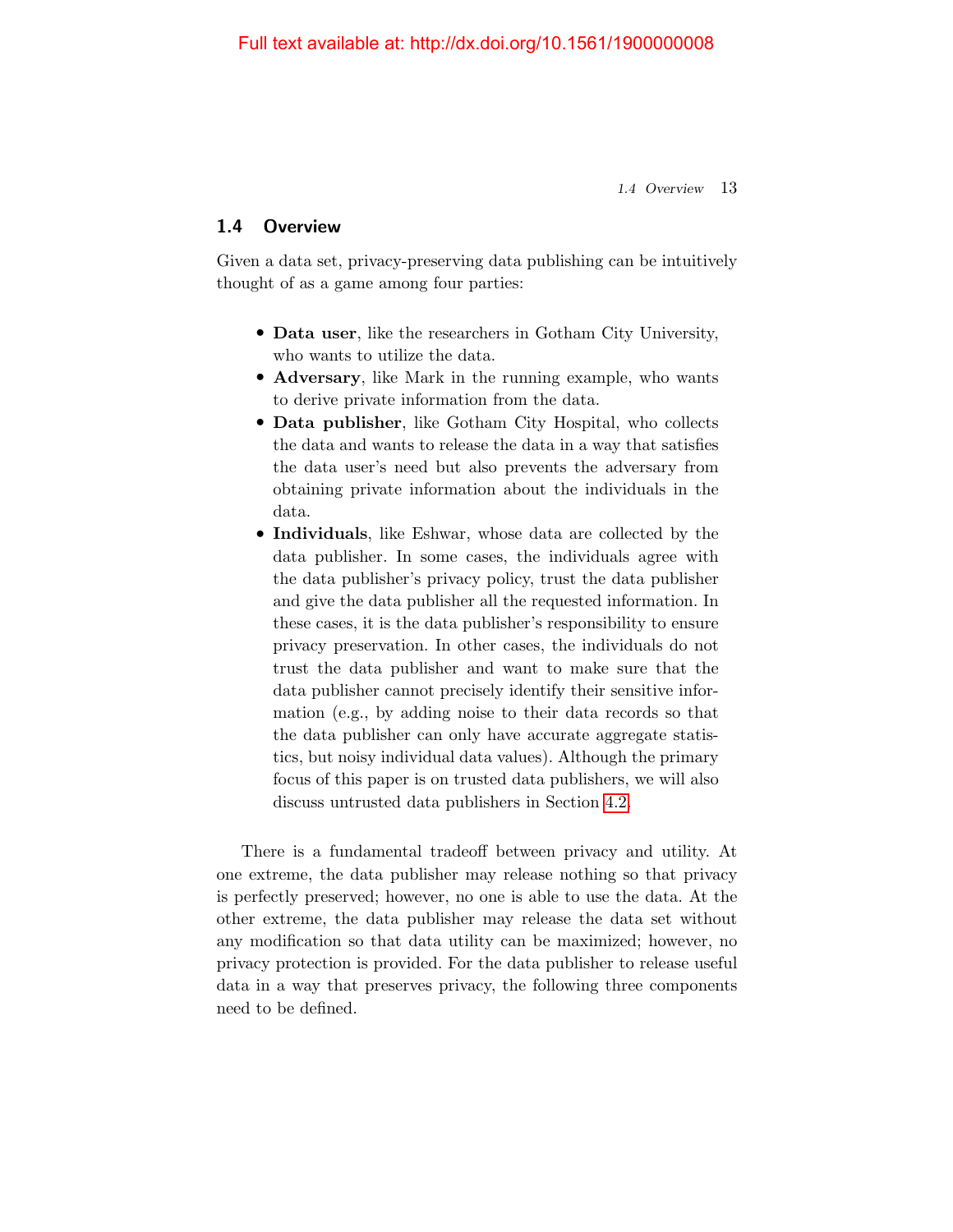## 1.4 Overview

Given a data set, privacy-preserving data publishing can be intuitively thought of as a game among four parties:

- **Data user**, like the researchers in Gotham City University, who wants to utilize the data.
- **Adversary**, like Mark in the running example, who wants to derive private information from the data.
- **Data publisher**, like Gotham City Hospital, who collects the data and wants to release the data in a way that satisfies the data user's need but also prevents the adversary from obtaining private information about the individuals in the data.
- **Individuals**, like Eshwar, whose data are collected by the data publisher. In some cases, the individuals agree with the data publisher's privacy policy, trust the data publisher and give the data publisher all the requested information. In these cases, it is the data publisher's responsibility to ensure privacy preservation. In other cases, the individuals do not trust the data publisher and want to make sure that the data publisher cannot precisely identify their sensitive information (e.g., by adding noise to their data records so that the data publisher can only have accurate aggregate statistics, but noisy individual data values). Although the primary focus of this paper is on trusted data publishers, we will also discuss untrusted data publishers in Section 4.2.

There is a fundamental tradeoff between privacy and utility. At one extreme, the data publisher may release nothing so that privacy is perfectly preserved; however, no one is able to use the data. At the other extreme, the data publisher may release the data set without any modification so that data utility can be maximized; however, no privacy protection is provided. For the data publisher to release useful data in a way that preserves privacy, the following three components need to be defined.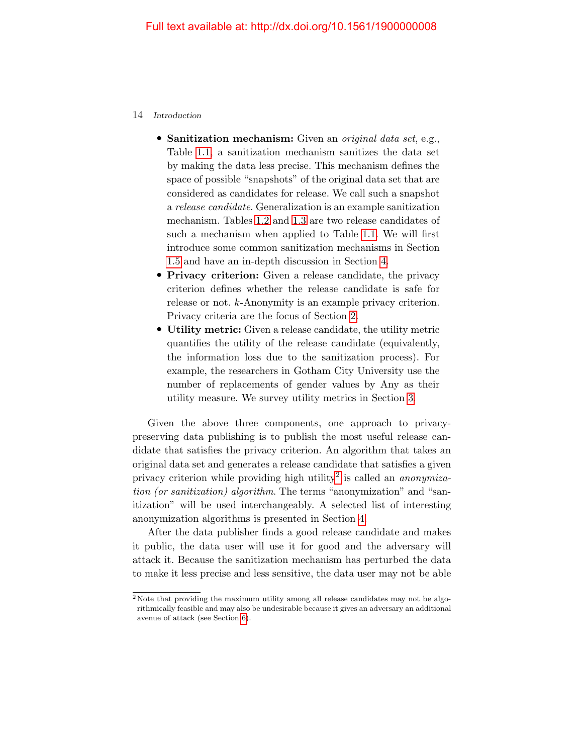- **Sanitization mechanism:** Given an *original data set*, e.g., Table 1.1, a sanitization mechanism sanitizes the data set by making the data less precise. This mechanism defines the space of possible "snapshots" of the original data set that are considered as candidates for release. We call such a snapshot a *release candidate*. Generalization is an example sanitization mechanism. Tables 1.2 and 1.3 are two release candidates of such a mechanism when applied to Table 1.1. We will first introduce some common sanitization mechanisms in Section 1.5 and have an in-depth discussion in Section 4.
- **Privacy criterion:** Given a release candidate, the privacy criterion defines whether the release candidate is safe for release or not. $k$-Anonymity is an example privacy criterion. Privacy criteria are the focus of Section 2.
- **Utility metric:** Given a release candidate, the utility metric quantifies the utility of the release candidate (equivalently, the information loss due to the sanitization process). For example, the researchers in Gotham City University use the number of replacements of gender values by Any as their utility measure. We survey utility metrics in Section 3.

Given the above three components, one approach to privacy-preserving data publishing is to publish the most useful release candidate that satisfies the privacy criterion. An algorithm that takes an original data set and generates a release candidate that satisfies a given privacy criterion while providing high utility[2] is called an *anonymization (or sanitization) algorithm*. The terms "anonymization" and "sanitization" will be used interchangeably. A selected list of interesting anonymization algorithms is presented in Section 4.

After the data publisher finds a good release candidate and makes it public, the data user will use it for good and the adversary will attack it. Because the sanitization mechanism has perturbed the data to make it less precise and less sensitive, the data user may not be able

[2] Note that providing the maximum utility among all release candidates may not be algorithmically feasible and may also be undesirable because it gives an adversary an additional avenue of attack (see Section 6).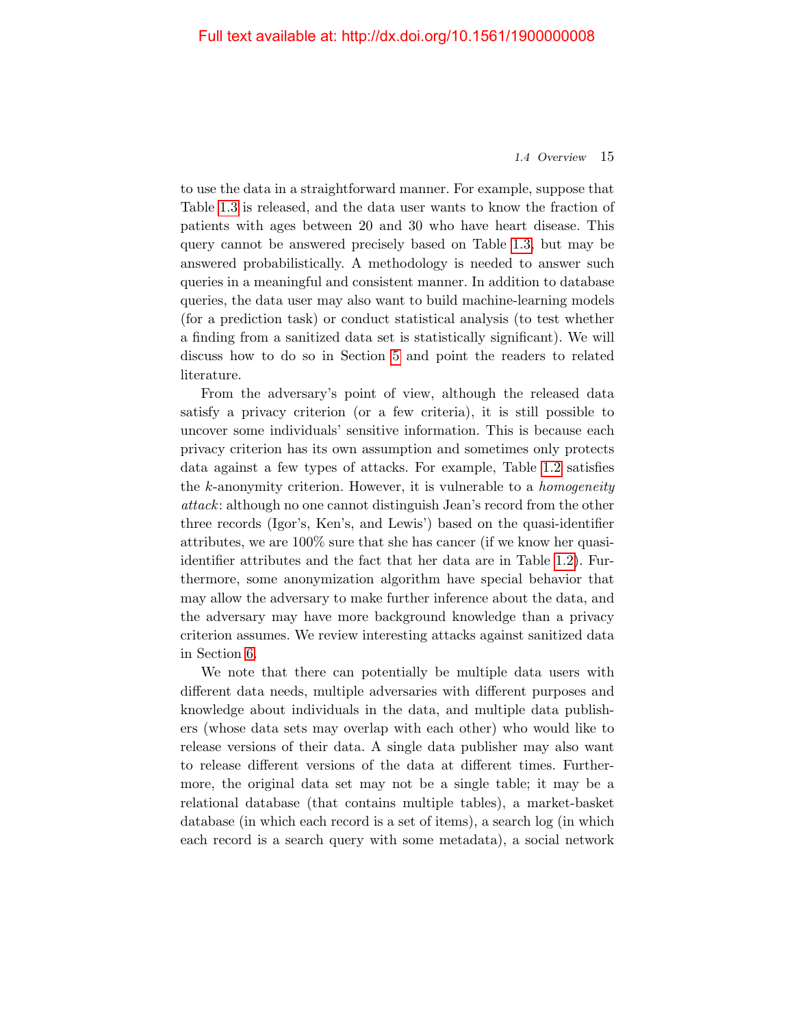to use the data in a straightforward manner. For example, suppose that Table 1.3 is released, and the data user wants to know the fraction of patients with ages between 20 and 30 who have heart disease. This query cannot be answered precisely based on Table 1.3, but may be answered probabilistically. A methodology is needed to answer such queries in a meaningful and consistent manner. In addition to database queries, the data user may also want to build machine-learning models (for a prediction task) or conduct statistical analysis (to test whether a finding from a sanitized data set is statistically significant). We will discuss how to do so in Section 5 and point the readers to related literature.

From the adversary's point of view, although the released data satisfy a privacy criterion (or a few criteria), it is still possible to uncover some individuals' sensitive information. This is because each privacy criterion has its own assumption and sometimes only protects data against a few types of attacks. For example, Table 1.2 satisfies the $k$-anonymity criterion. However, it is vulnerable to a *homogeneity attack*: although no one cannot distinguish Jean's record from the other three records (Igor's, Ken's, and Lewis') based on the quasi-identifier attributes, we are 100% sure that she has cancer (if we know her quasi-identifier attributes and the fact that her data are in Table 1.2). Furthermore, some anonymization algorithm have special behavior that may allow the adversary to make further inference about the data, and the adversary may have more background knowledge than a privacy criterion assumes. We review interesting attacks against sanitized data in Section 6.

We note that there can potentially be multiple data users with different data needs, multiple adversaries with different purposes and knowledge about individuals in the data, and multiple data publishers (whose data sets may overlap with each other) who would like to release versions of their data. A single data publisher may also want to release different versions of the data at different times. Furthermore, the original data set may not be a single table; it may be a relational database (that contains multiple tables), a market-basket database (in which each record is a set of items), a search log (in which each record is a search query with some metadata), a social network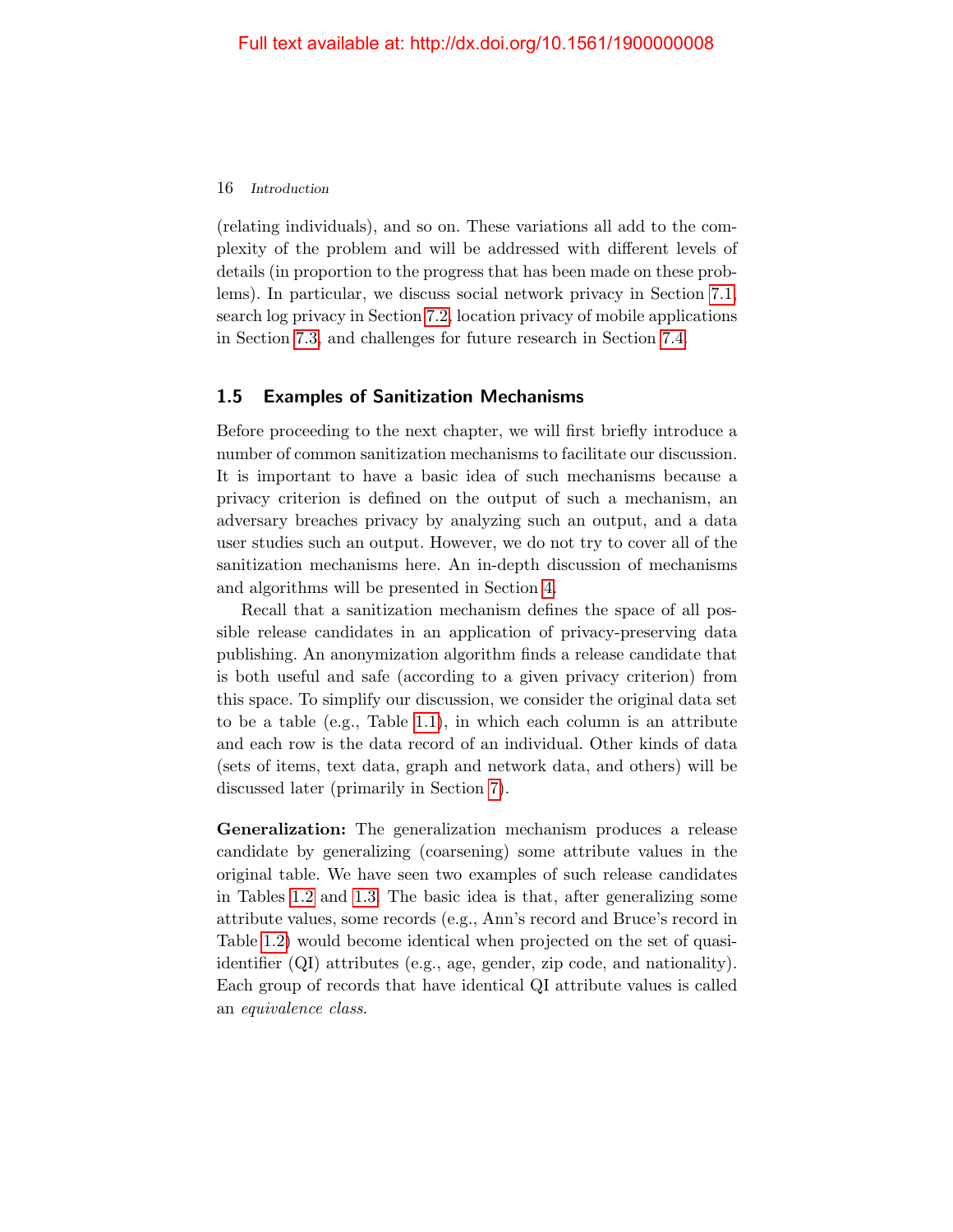(relating individuals), and so on. These variations all add to the complexity of the problem and will be addressed with different levels of details (in proportion to the progress that has been made on these problems). In particular, we discuss social network privacy in Section 7.1, search log privacy in Section 7.2, location privacy of mobile applications in Section 7.3, and challenges for future research in Section 7.4.

## 1.5 Examples of Sanitization Mechanisms

Before proceeding to the next chapter, we will first briefly introduce a number of common sanitization mechanisms to facilitate our discussion. It is important to have a basic idea of such mechanisms because a privacy criterion is defined on the output of such a mechanism, an adversary breaches privacy by analyzing such an output, and a data user studies such an output. However, we do not try to cover all of the sanitization mechanisms here. An in-depth discussion of mechanisms and algorithms will be presented in Section 4.

Recall that a sanitization mechanism defines the space of all possible release candidates in an application of privacy-preserving data publishing. An anonymization algorithm finds a release candidate that is both useful and safe (according to a given privacy criterion) from this space. To simplify our discussion, we consider the original data set to be a table (e.g., Table 1.1), in which each column is an attribute and each row is the data record of an individual. Other kinds of data (sets of items, text data, graph and network data, and others) will be discussed later (primarily in Section 7).

**Generalization:** The generalization mechanism produces a release candidate by generalizing (coarsening) some attribute values in the original table. We have seen two examples of such release candidates in Tables 1.2 and 1.3. The basic idea is that, after generalizing some attribute values, some records (e.g., Ann's record and Bruce's record in Table 1.2) would become identical when projected on the set of quasi-identifier (QI) attributes (e.g., age, gender, zip code, and nationality). Each group of records that have identical QI attribute values is called an *equivalence class*.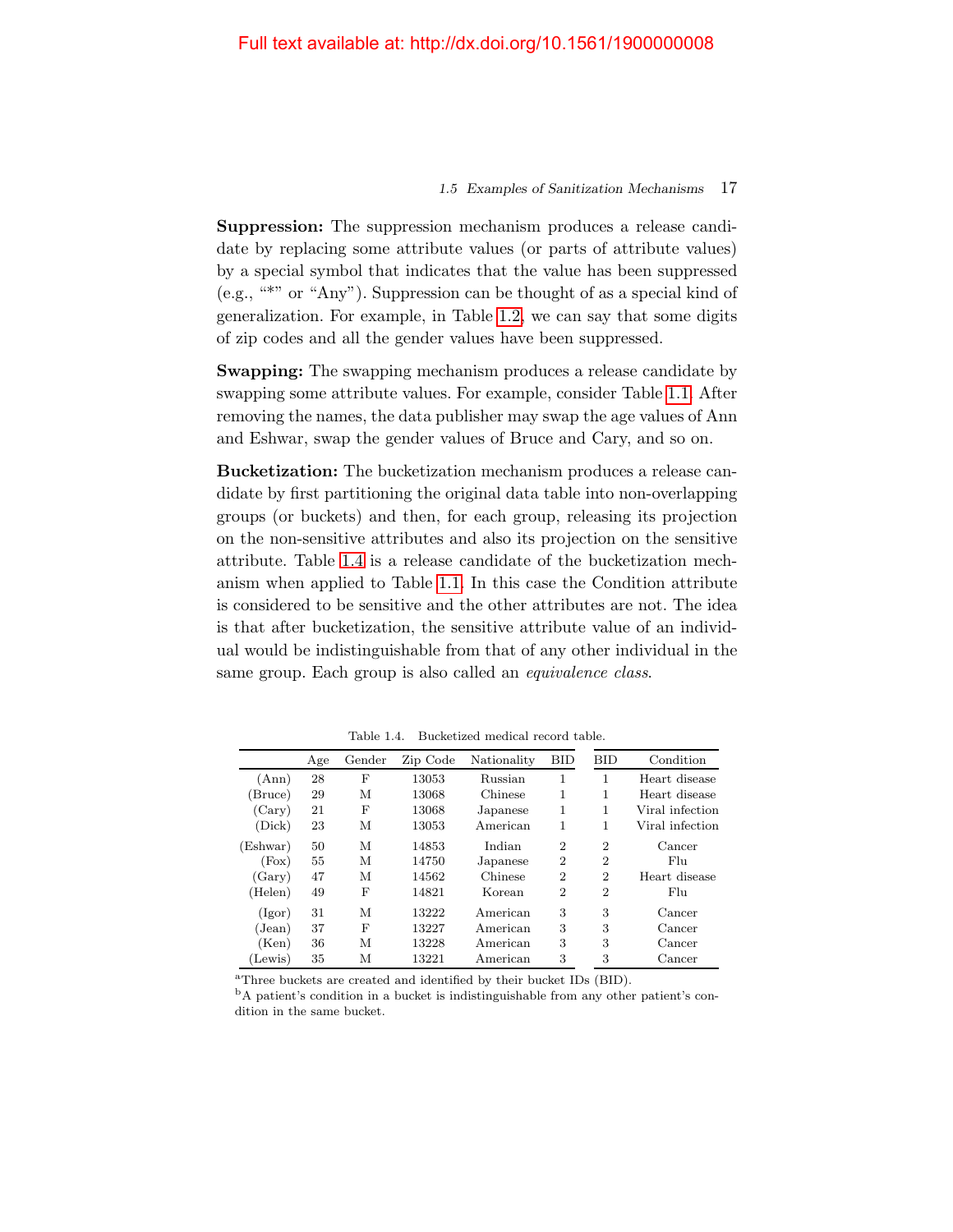Full text available at: http://dx.doi.org/10.1561/1900000008

**Suppression:** The suppression mechanism produces a release candidate by replacing some attribute values (or parts of attribute values) by a special symbol that indicates that the value has been suppressed (e.g., "*" or "Any"). Suppression can be thought of as a special kind of generalization. For example, in Table 1.2, we can say that some digits of zip codes and all the gender values have been suppressed.

**Swapping:** The swapping mechanism produces a release candidate by swapping some attribute values. For example, consider Table 1.1. After removing the names, the data publisher may swap the age values of Ann and Eshwar, swap the gender values of Bruce and Cary, and so on.

**Bucketization:** The bucketization mechanism produces a release candidate by first partitioning the original data table into non-overlapping groups (or buckets) and then, for each group, releasing its projection on the non-sensitive attributes and also its projection on the sensitive attribute. Table 1.4 is a release candidate of the bucketization mechanism when applied to Table 1.1. In this case the Condition attribute is considered to be sensitive and the other attributes are not. The idea is that after bucketization, the sensitive attribute value of an individual would be indistinguishable from that of any other individual in the same group. Each group is also called an *equivalence class*.

Table 1.4. Bucketized medical record table.

| | Age | Gender | Zip Code | Nationality | BID | BID | Condition |
|---|---|---|---|---|---|---|---|
| (Ann) | 28 | F | 13053 | Russian | 1 | 1 | Heart disease |
| (Bruce) | 29 | M | 13068 | Chinese | 1 | 1 | Heart disease |
| (Cary) | 21 | F | 13068 | Japanese | 1 | 1 | Viral infection |
| (Dick) | 23 | M | 13053 | American | 1 | 1 | Viral infection |
| (Eshwar) | 50 | M | 14853 | Indian | 2 | 2 | Cancer |
| (Fox) | 55 | M | 14750 | Japanese | 2 | 2 | Flu |
| (Gary) | 47 | M | 14562 | Chinese | 2 | 2 | Heart disease |
| (Helen) | 49 | F | 14821 | Korean | 2 | 2 | Flu |
| (Igor) | 31 | M | 13222 | American | 3 | 3 | Cancer |
| (Jean) | 37 | F | 13227 | American | 3 | 3 | Cancer |
| (Ken) | 36 | M | 13228 | American | 3 | 3 | Cancer |
| (Lewis) | 35 | M | 13221 | American | 3 | 3 | Cancer |

[a] Three buckets are created and identified by their bucket IDs (BID).
[b] A patient's condition in a bucket is indistinguishable from any other patient's condition in the same bucket.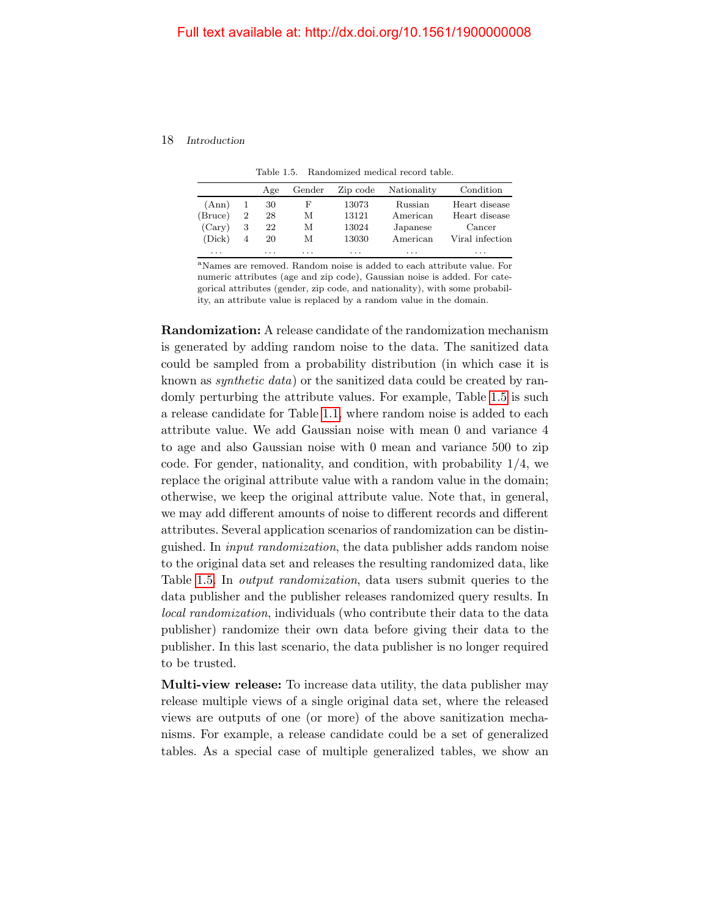Table 1.5. Randomized medical record table.

| | | Age | Gender | Zip code | Nationality | Condition |
|---|---|---|---|---|---|---|
| (Ann) | 1 | 30 | F | 13073 | Russian | Heart disease |
| (Bruce) | 2 | 28 | M | 13121 | American | Heart disease |
| (Cary) | 3 | 22 | M | 13024 | Japanese | Cancer |
| (Dick) | 4 | 20 | M | 13030 | American | Viral infection |
| ... | | ... | ... | ... | ... | ... |

[a]Names are removed. Random noise is added to each attribute value. For numeric attributes (age and zip code), Gaussian noise is added. For categorical attributes (gender, zip code, and nationality), with some probability, an attribute value is replaced by a random value in the domain.

**Randomization:** A release candidate of the randomization mechanism is generated by adding random noise to the data. The sanitized data could be sampled from a probability distribution (in which case it is known as *synthetic data*) or the sanitized data could be created by randomly perturbing the attribute values. For example, Table 1.5 is such a release candidate for Table 1.1, where random noise is added to each attribute value. We add Gaussian noise with mean 0 and variance 4 to age and also Gaussian noise with 0 mean and variance 500 to zip code. For gender, nationality, and condition, with probability 1/4, we replace the original attribute value with a random value in the domain; otherwise, we keep the original attribute value. Note that, in general, we may add different amounts of noise to different records and different attributes. Several application scenarios of randomization can be distinguished. In *input randomization*, the data publisher adds random noise to the original data set and releases the resulting randomized data, like Table 1.5. In *output randomization*, data users submit queries to the data publisher and the publisher releases randomized query results. In *local randomization*, individuals (who contribute their data to the data publisher) randomize their own data before giving their data to the publisher. In this last scenario, the data publisher is no longer required to be trusted.

**Multi-view release:** To increase data utility, the data publisher may release multiple views of a single original data set, where the released views are outputs of one (or more) of the above sanitization mechanisms. For example, a release candidate could be a set of generalized tables. As a special case of multiple generalized tables, we show an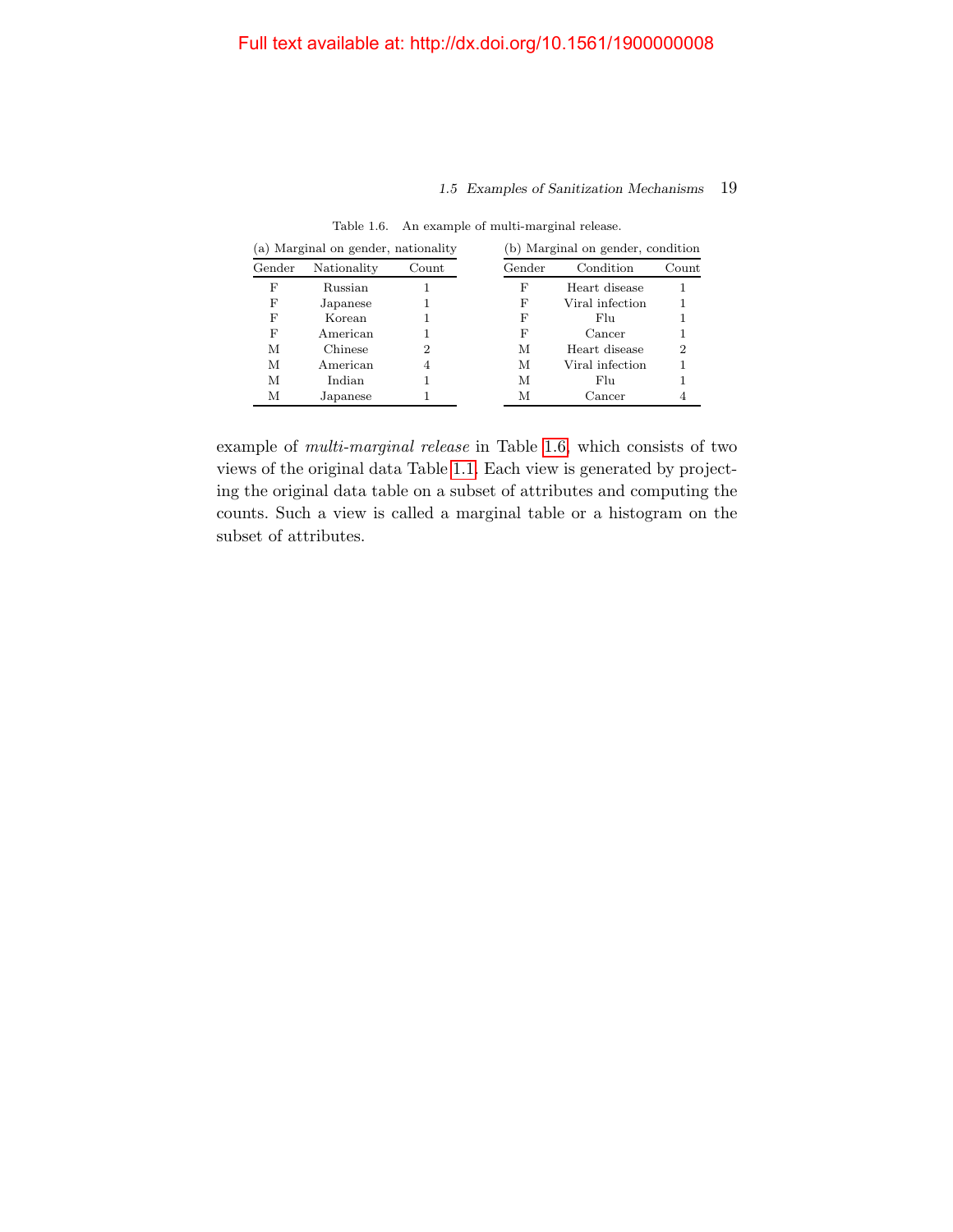Table 1.6. An example of multi-marginal release.

(a) Marginal on gender, nationality

| Gender | Nationality | Count |
|---|---|---|
| F | Russian | 1 |
| F | Japanese | 1 |
| F | Korean | 1 |
| F | American | 1 |
| M | Chinese | 2 |
| M | American | 4 |
| M | Indian | 1 |
| M | Japanese | 1 |

(b) Marginal on gender, condition

| Gender | Condition | Count |
|---|---|---|
| F | Heart disease | 1 |
| F | Viral infection | 1 |
| F | Flu | 1 |
| F | Cancer | 1 |
| M | Heart disease | 2 |
| M | Viral infection | 1 |
| M | Flu | 1 |
| M | Cancer | 4 |

example of *multi-marginal release* in Table 1.6, which consists of two views of the original data Table 1.1. Each view is generated by projecting the original data table on a subset of attributes and computing the counts. Such a view is called a marginal table or a histogram on the subset of attributes.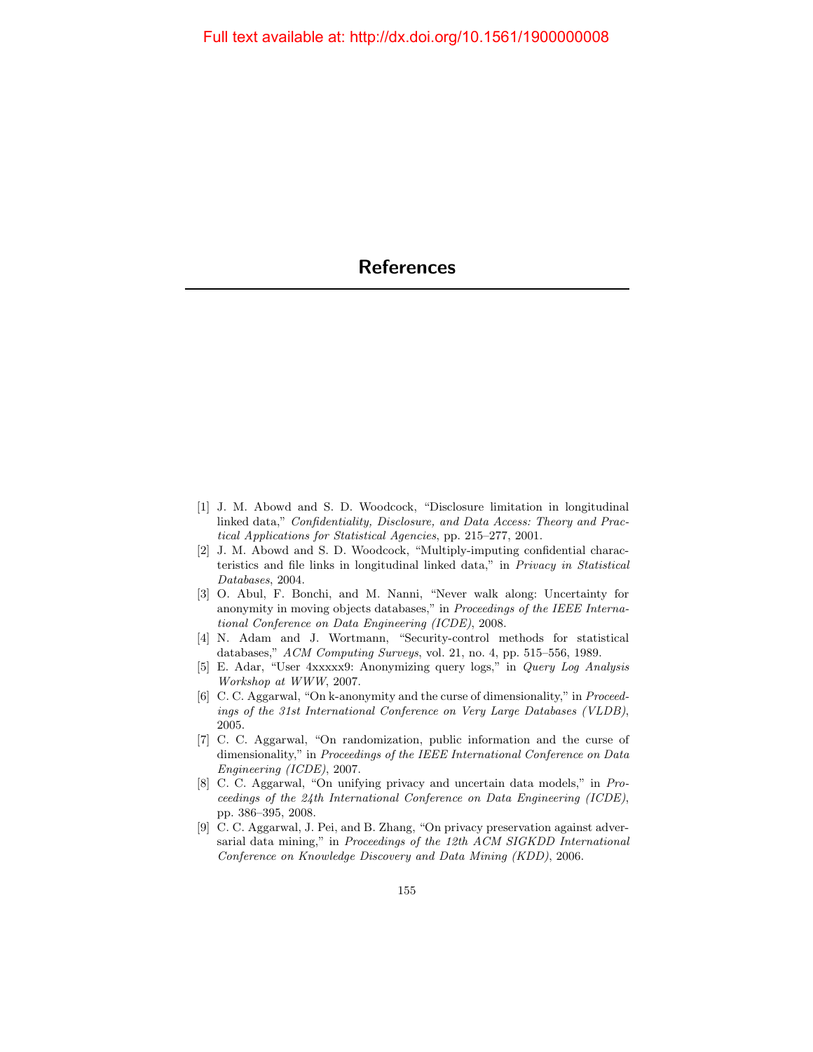# References

[1] J. M. Abowd and S. D. Woodcock, "Disclosure limitation in longitudinal linked data," *Confidentiality, Disclosure, and Data Access: Theory and Practical Applications for Statistical Agencies*, pp. 215–277, 2001.

[2] J. M. Abowd and S. D. Woodcock, "Multiply-imputing confidential characteristics and file links in longitudinal linked data," in *Privacy in Statistical Databases*, 2004.

[3] O. Abul, F. Bonchi, and M. Nanni, "Never walk along: Uncertainty for anonymity in moving objects databases," in *Proceedings of the IEEE International Conference on Data Engineering (ICDE)*, 2008.

[4] N. Adam and J. Wortmann, "Security-control methods for statistical databases," *ACM Computing Surveys*, vol. 21, no. 4, pp. 515–556, 1989.

[5] E. Adar, "User 4xxxxx9: Anonymizing query logs," in *Query Log Analysis Workshop at WWW*, 2007.

[6] C. C. Aggarwal, "On k-anonymity and the curse of dimensionality," in *Proceedings of the 31st International Conference on Very Large Databases (VLDB)*, 2005.

[7] C. C. Aggarwal, "On randomization, public information and the curse of dimensionality," in *Proceedings of the IEEE International Conference on Data Engineering (ICDE)*, 2007.

[8] C. C. Aggarwal, "On unifying privacy and uncertain data models," in *Proceedings of the 24th International Conference on Data Engineering (ICDE)*, pp. 386–395, 2008.

[9] C. C. Aggarwal, J. Pei, and B. Zhang, "On privacy preservation against adversarial data mining," in *Proceedings of the 12th ACM SIGKDD International Conference on Knowledge Discovery and Data Mining (KDD)*, 2006.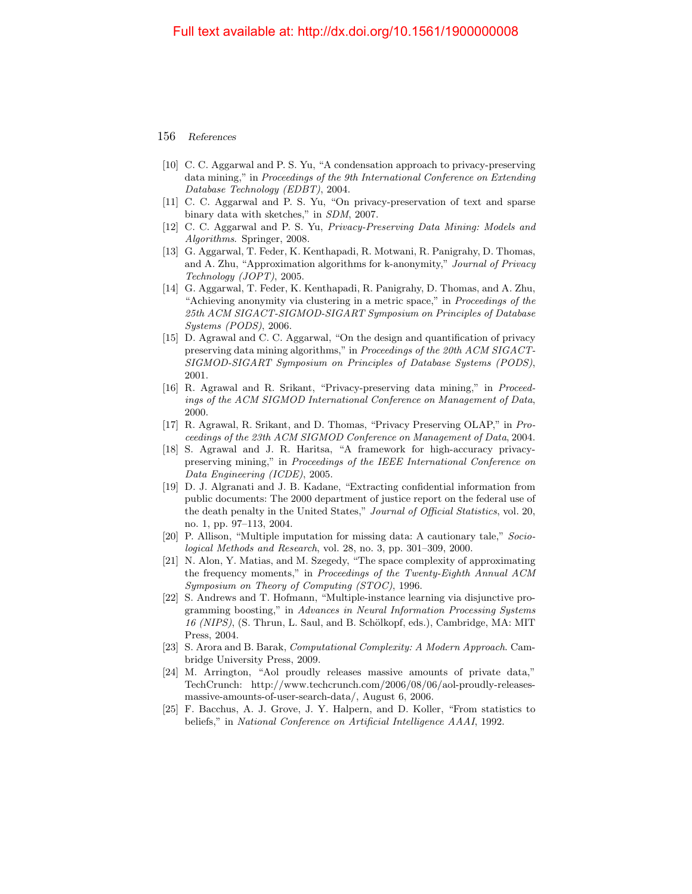[10] C. C. Aggarwal and P. S. Yu, "A condensation approach to privacy-preserving data mining," in *Proceedings of the 9th International Conference on Extending Database Technology (EDBT)*, 2004.

[11] C. C. Aggarwal and P. S. Yu, "On privacy-preservation of text and sparse binary data with sketches," in *SDM*, 2007.

[12] C. C. Aggarwal and P. S. Yu, *Privacy-Preserving Data Mining: Models and Algorithms*. Springer, 2008.

[13] G. Aggarwal, T. Feder, K. Kenthapadi, R. Motwani, R. Panigrahy, D. Thomas, and A. Zhu, "Approximation algorithms for k-anonymity," *Journal of Privacy Technology (JOPT)*, 2005.

[14] G. Aggarwal, T. Feder, K. Kenthapadi, R. Panigrahy, D. Thomas, and A. Zhu, "Achieving anonymity via clustering in a metric space," in *Proceedings of the 25th ACM SIGACT-SIGMOD-SIGART Symposium on Principles of Database Systems (PODS)*, 2006.

[15] D. Agrawal and C. C. Aggarwal, "On the design and quantification of privacy preserving data mining algorithms," in *Proceedings of the 20th ACM SIGACT-SIGMOD-SIGART Symposium on Principles of Database Systems (PODS)*, 2001.

[16] R. Agrawal and R. Srikant, "Privacy-preserving data mining," in *Proceedings of the ACM SIGMOD International Conference on Management of Data*, 2000.

[17] R. Agrawal, R. Srikant, and D. Thomas, "Privacy Preserving OLAP," in *Proceedings of the 23th ACM SIGMOD Conference on Management of Data*, 2004.

[18] S. Agrawal and J. R. Haritsa, "A framework for high-accuracy privacy-preserving mining," in *Proceedings of the IEEE International Conference on Data Engineering (ICDE)*, 2005.

[19] D. J. Algranati and J. B. Kadane, "Extracting confidential information from public documents: The 2000 department of justice report on the federal use of the death penalty in the United States," *Journal of Official Statistics*, vol. 20, no. 1, pp. 97–113, 2004.

[20] P. Allison, "Multiple imputation for missing data: A cautionary tale," *Sociological Methods and Research*, vol. 28, no. 3, pp. 301–309, 2000.

[21] N. Alon, Y. Matias, and M. Szegedy, "The space complexity of approximating the frequency moments," in *Proceedings of the Twenty-Eighth Annual ACM Symposium on Theory of Computing (STOC)*, 1996.

[22] S. Andrews and T. Hofmann, "Multiple-instance learning via disjunctive programming boosting," in *Advances in Neural Information Processing Systems 16 (NIPS)*, (S. Thrun, L. Saul, and B. Schölkopf, eds.), Cambridge, MA: MIT Press, 2004.

[23] S. Arora and B. Barak, *Computational Complexity: A Modern Approach*. Cambridge University Press, 2009.

[24] M. Arrington, "Aol proudly releases massive amounts of private data," TechCrunch: http://www.techcrunch.com/2006/08/06/aol-proudly-releases-massive-amounts-of-user-search-data/, August 6, 2006.

[25] F. Bacchus, A. J. Grove, J. Y. Halpern, and D. Koller, "From statistics to beliefs," in *National Conference on Artificial Intelligence AAAI*, 1992.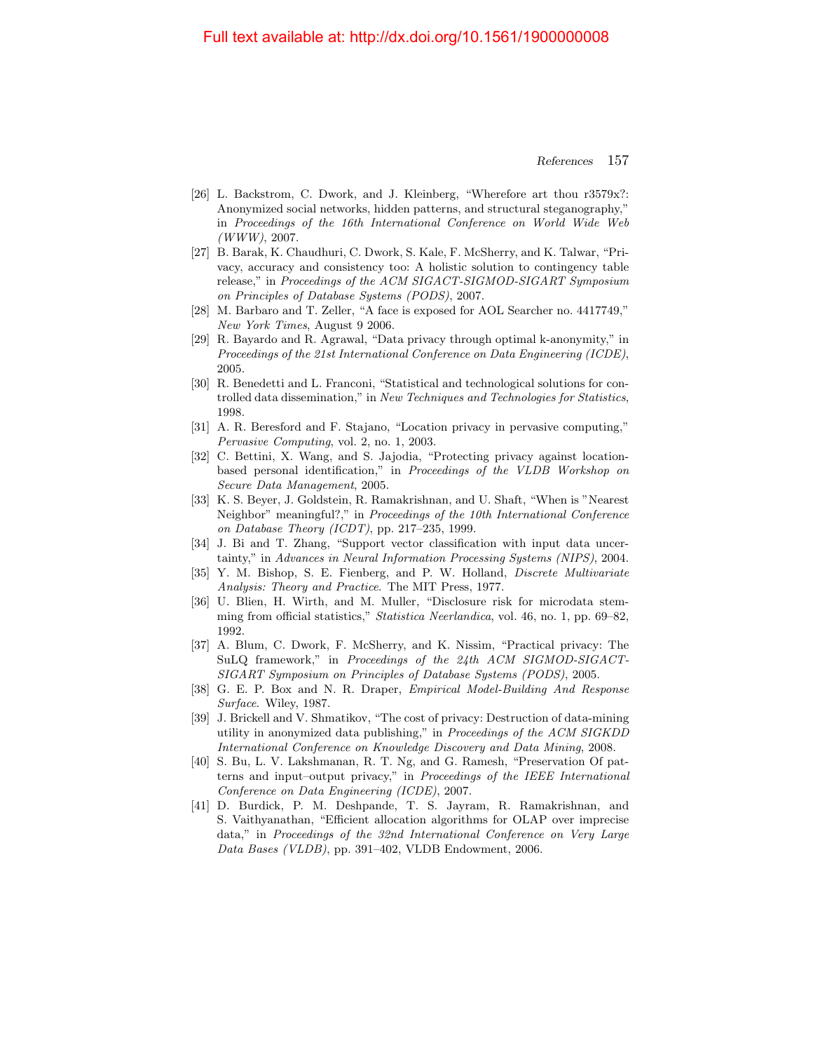[26] L. Backstrom, C. Dwork, and J. Kleinberg, "Wherefore art thou r3579x?: Anonymized social networks, hidden patterns, and structural steganography," in *Proceedings of the 16th International Conference on World Wide Web (WWW)*, 2007.

[27] B. Barak, K. Chaudhuri, C. Dwork, S. Kale, F. McSherry, and K. Talwar, "Privacy, accuracy and consistency too: A holistic solution to contingency table release," in *Proceedings of the ACM SIGACT-SIGMOD-SIGART Symposium on Principles of Database Systems (PODS)*, 2007.

[28] M. Barbaro and T. Zeller, "A face is exposed for AOL Searcher no. 4417749," *New York Times*, August 9 2006.

[29] R. Bayardo and R. Agrawal, "Data privacy through optimal k-anonymity," in *Proceedings of the 21st International Conference on Data Engineering (ICDE)*, 2005.

[30] R. Benedetti and L. Franconi, "Statistical and technological solutions for controlled data dissemination," in *New Techniques and Technologies for Statistics*, 1998.

[31] A. R. Beresford and F. Stajano, "Location privacy in pervasive computing," *Pervasive Computing*, vol. 2, no. 1, 2003.

[32] C. Bettini, X. Wang, and S. Jajodia, "Protecting privacy against location-based personal identification," in *Proceedings of the VLDB Workshop on Secure Data Management*, 2005.

[33] K. S. Beyer, J. Goldstein, R. Ramakrishnan, and U. Shaft, "When is "Nearest Neighbor" meaningful?," in *Proceedings of the 10th International Conference on Database Theory (ICDT)*, pp. 217–235, 1999.

[34] J. Bi and T. Zhang, "Support vector classification with input data uncertainty," in *Advances in Neural Information Processing Systems (NIPS)*, 2004.

[35] Y. M. Bishop, S. E. Fienberg, and P. W. Holland, *Discrete Multivariate Analysis: Theory and Practice*. The MIT Press, 1977.

[36] U. Blien, H. Wirth, and M. Muller, "Disclosure risk for microdata stemming from official statistics," *Statistica Neerlandica*, vol. 46, no. 1, pp. 69–82, 1992.

[37] A. Blum, C. Dwork, F. McSherry, and K. Nissim, "Practical privacy: The SuLQ framework," in *Proceedings of the 24th ACM SIGMOD-SIGACT-SIGART Symposium on Principles of Database Systems (PODS)*, 2005.

[38] G. E. P. Box and N. R. Draper, *Empirical Model-Building And Response Surface*. Wiley, 1987.

[39] J. Brickell and V. Shmatikov, "The cost of privacy: Destruction of data-mining utility in anonymized data publishing," in *Proceedings of the ACM SIGKDD International Conference on Knowledge Discovery and Data Mining*, 2008.

[40] S. Bu, L. V. Lakshmanan, R. T. Ng, and G. Ramesh, "Preservation Of patterns and input–output privacy," in *Proceedings of the IEEE International Conference on Data Engineering (ICDE)*, 2007.

[41] D. Burdick, P. M. Deshpande, T. S. Jayram, R. Ramakrishnan, and S. Vaithyanathan, "Efficient allocation algorithms for OLAP over imprecise data," in *Proceedings of the 32nd International Conference on Very Large Data Bases (VLDB)*, pp. 391–402, VLDB Endowment, 2006.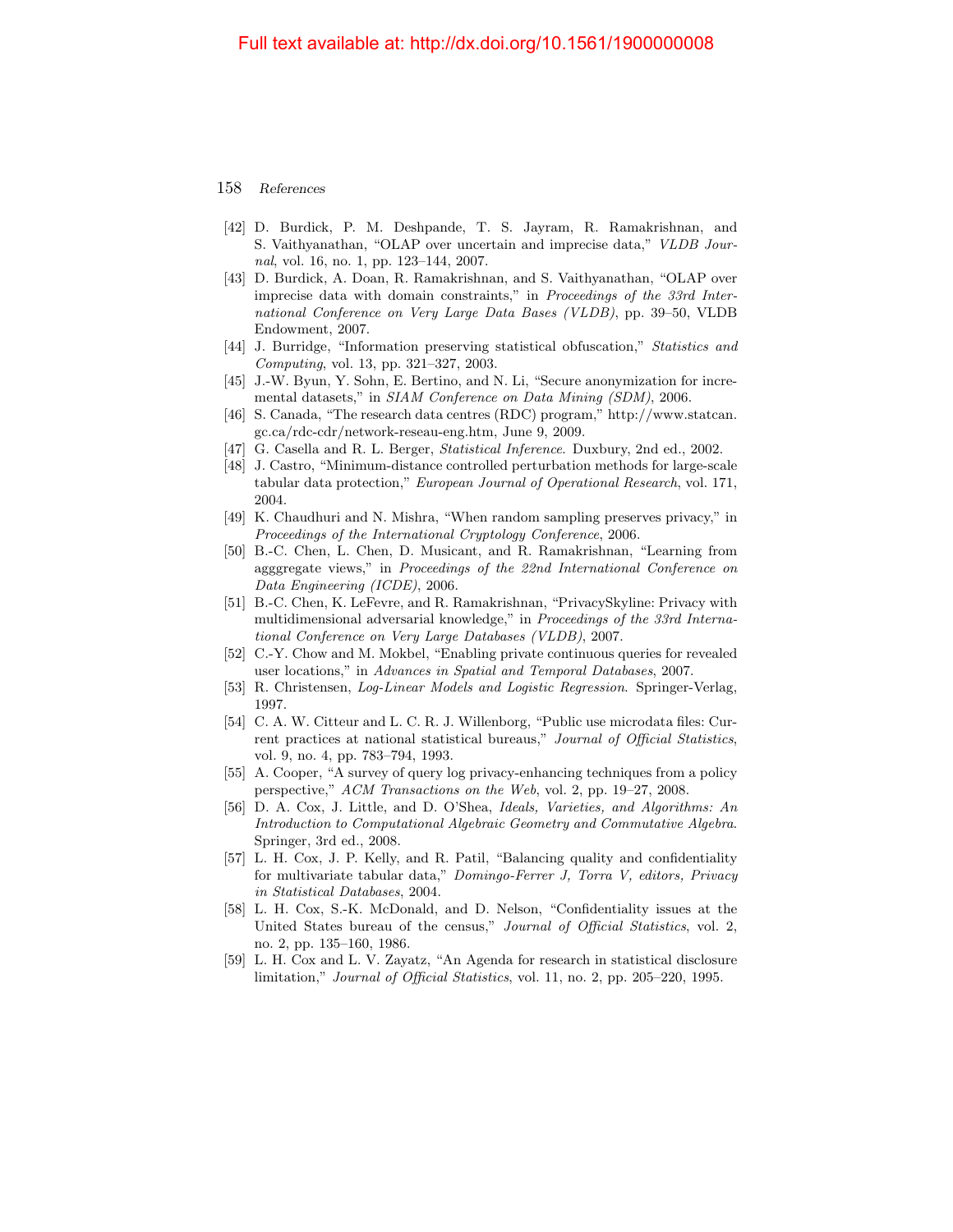[42] D. Burdick, P. M. Deshpande, T. S. Jayram, R. Ramakrishnan, and S. Vaithyanathan, "OLAP over uncertain and imprecise data," *VLDB Journal*, vol. 16, no. 1, pp. 123–144, 2007.

[43] D. Burdick, A. Doan, R. Ramakrishnan, and S. Vaithyanathan, "OLAP over imprecise data with domain constraints," in *Proceedings of the 33rd International Conference on Very Large Data Bases (VLDB)*, pp. 39–50, VLDB Endowment, 2007.

[44] J. Burridge, "Information preserving statistical obfuscation," *Statistics and Computing*, vol. 13, pp. 321–327, 2003.

[45] J.-W. Byun, Y. Sohn, E. Bertino, and N. Li, "Secure anonymization for incremental datasets," in *SIAM Conference on Data Mining (SDM)*, 2006.

[46] S. Canada, "The research data centres (RDC) program," http://www.statcan.gc.ca/rdc-cdr/network-reseau-eng.htm, June 9, 2009.

[47] G. Casella and R. L. Berger, *Statistical Inference*. Duxbury, 2nd ed., 2002.

[48] J. Castro, "Minimum-distance controlled perturbation methods for large-scale tabular data protection," *European Journal of Operational Research*, vol. 171, 2004.

[49] K. Chaudhuri and N. Mishra, "When random sampling preserves privacy," in *Proceedings of the International Cryptology Conference*, 2006.

[50] B.-C. Chen, L. Chen, D. Musicant, and R. Ramakrishnan, "Learning from agggregate views," in *Proceedings of the 22nd International Conference on Data Engineering (ICDE)*, 2006.

[51] B.-C. Chen, K. LeFevre, and R. Ramakrishnan, "PrivacySkyline: Privacy with multidimensional adversarial knowledge," in *Proceedings of the 33rd International Conference on Very Large Databases (VLDB)*, 2007.

[52] C.-Y. Chow and M. Mokbel, "Enabling private continuous queries for revealed user locations," in *Advances in Spatial and Temporal Databases*, 2007.

[53] R. Christensen, *Log-Linear Models and Logistic Regression*. Springer-Verlag, 1997.

[54] C. A. W. Citteur and L. C. R. J. Willenborg, "Public use microdata files: Current practices at national statistical bureaus," *Journal of Official Statistics*, vol. 9, no. 4, pp. 783–794, 1993.

[55] A. Cooper, "A survey of query log privacy-enhancing techniques from a policy perspective," *ACM Transactions on the Web*, vol. 2, pp. 19–27, 2008.

[56] D. A. Cox, J. Little, and D. O'Shea, *Ideals, Varieties, and Algorithms: An Introduction to Computational Algebraic Geometry and Commutative Algebra*. Springer, 3rd ed., 2008.

[57] L. H. Cox, J. P. Kelly, and R. Patil, "Balancing quality and confidentiality for multivariate tabular data," *Domingo-Ferrer J, Torra V, editors, Privacy in Statistical Databases*, 2004.

[58] L. H. Cox, S.-K. McDonald, and D. Nelson, "Confidentiality issues at the United States bureau of the census," *Journal of Official Statistics*, vol. 2, no. 2, pp. 135–160, 1986.

[59] L. H. Cox and L. V. Zayatz, "An Agenda for research in statistical disclosure limitation," *Journal of Official Statistics*, vol. 11, no. 2, pp. 205–220, 1995.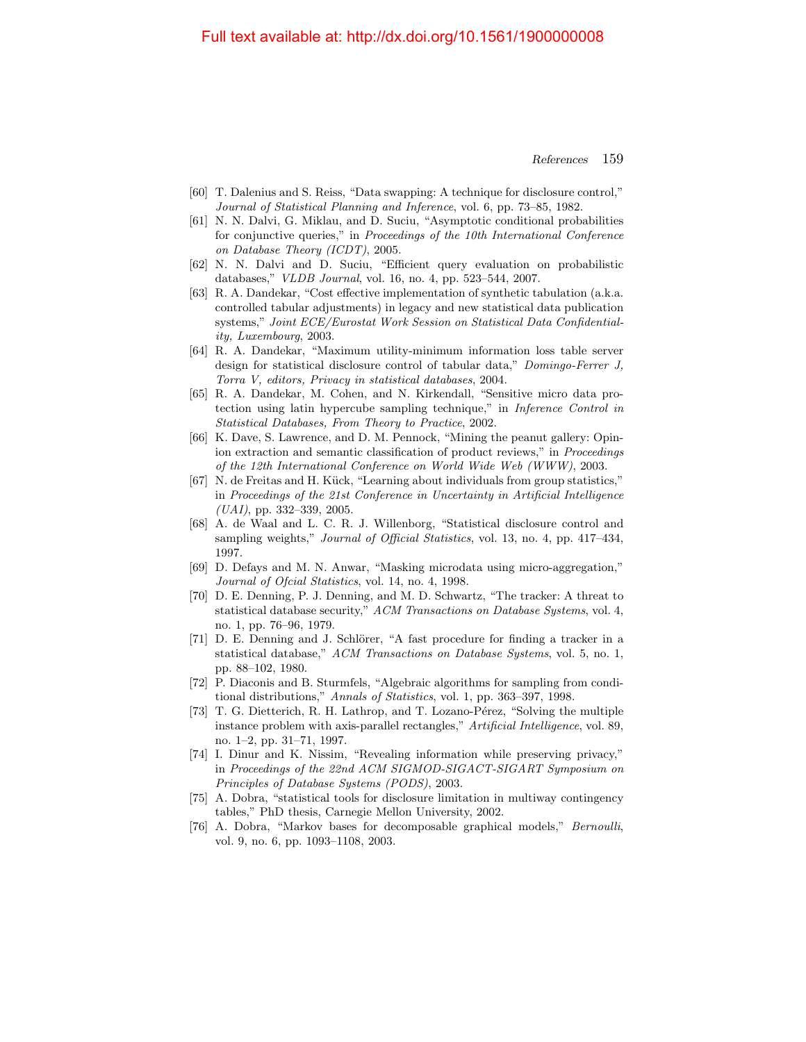[60] T. Dalenius and S. Reiss, "Data swapping: A technique for disclosure control," *Journal of Statistical Planning and Inference*, vol. 6, pp. 73–85, 1982.

[61] N. N. Dalvi, G. Miklau, and D. Suciu, "Asymptotic conditional probabilities for conjunctive queries," in *Proceedings of the 10th International Conference on Database Theory (ICDT)*, 2005.

[62] N. N. Dalvi and D. Suciu, "Efficient query evaluation on probabilistic databases," *VLDB Journal*, vol. 16, no. 4, pp. 523–544, 2007.

[63] R. A. Dandekar, "Cost effective implementation of synthetic tabulation (a.k.a. controlled tabular adjustments) in legacy and new statistical data publication systems," *Joint ECE/Eurostat Work Session on Statistical Data Confidentiality, Luxembourg*, 2003.

[64] R. A. Dandekar, "Maximum utility-minimum information loss table server design for statistical disclosure control of tabular data," *Domingo-Ferrer J, Torra V, editors, Privacy in statistical databases*, 2004.

[65] R. A. Dandekar, M. Cohen, and N. Kirkendall, "Sensitive micro data protection using latin hypercube sampling technique," in *Inference Control in Statistical Databases, From Theory to Practice*, 2002.

[66] K. Dave, S. Lawrence, and D. M. Pennock, "Mining the peanut gallery: Opinion extraction and semantic classification of product reviews," in *Proceedings of the 12th International Conference on World Wide Web (WWW)*, 2003.

[67] N. de Freitas and H. Kück, "Learning about individuals from group statistics," in *Proceedings of the 21st Conference in Uncertainty in Artificial Intelligence (UAI)*, pp. 332–339, 2005.

[68] A. de Waal and L. C. R. J. Willenborg, "Statistical disclosure control and sampling weights," *Journal of Official Statistics*, vol. 13, no. 4, pp. 417–434, 1997.

[69] D. Defays and M. N. Anwar, "Masking microdata using micro-aggregation," *Journal of Ofcial Statistics*, vol. 14, no. 4, 1998.

[70] D. E. Denning, P. J. Denning, and M. D. Schwartz, "The tracker: A threat to statistical database security," *ACM Transactions on Database Systems*, vol. 4, no. 1, pp. 76–96, 1979.

[71] D. E. Denning and J. Schlörer, "A fast procedure for finding a tracker in a statistical database," *ACM Transactions on Database Systems*, vol. 5, no. 1, pp. 88–102, 1980.

[72] P. Diaconis and B. Sturmfels, "Algebraic algorithms for sampling from conditional distributions," *Annals of Statistics*, vol. 1, pp. 363–397, 1998.

[73] T. G. Dietterich, R. H. Lathrop, and T. Lozano-Pérez, "Solving the multiple instance problem with axis-parallel rectangles," *Artificial Intelligence*, vol. 89, no. 1–2, pp. 31–71, 1997.

[74] I. Dinur and K. Nissim, "Revealing information while preserving privacy," in *Proceedings of the 22nd ACM SIGMOD-SIGACT-SIGART Symposium on Principles of Database Systems (PODS)*, 2003.

[75] A. Dobra, "statistical tools for disclosure limitation in multiway contingency tables," PhD thesis, Carnegie Mellon University, 2002.

[76] A. Dobra, "Markov bases for decomposable graphical models," *Bernoulli*, vol. 9, no. 6, pp. 1093–1108, 2003.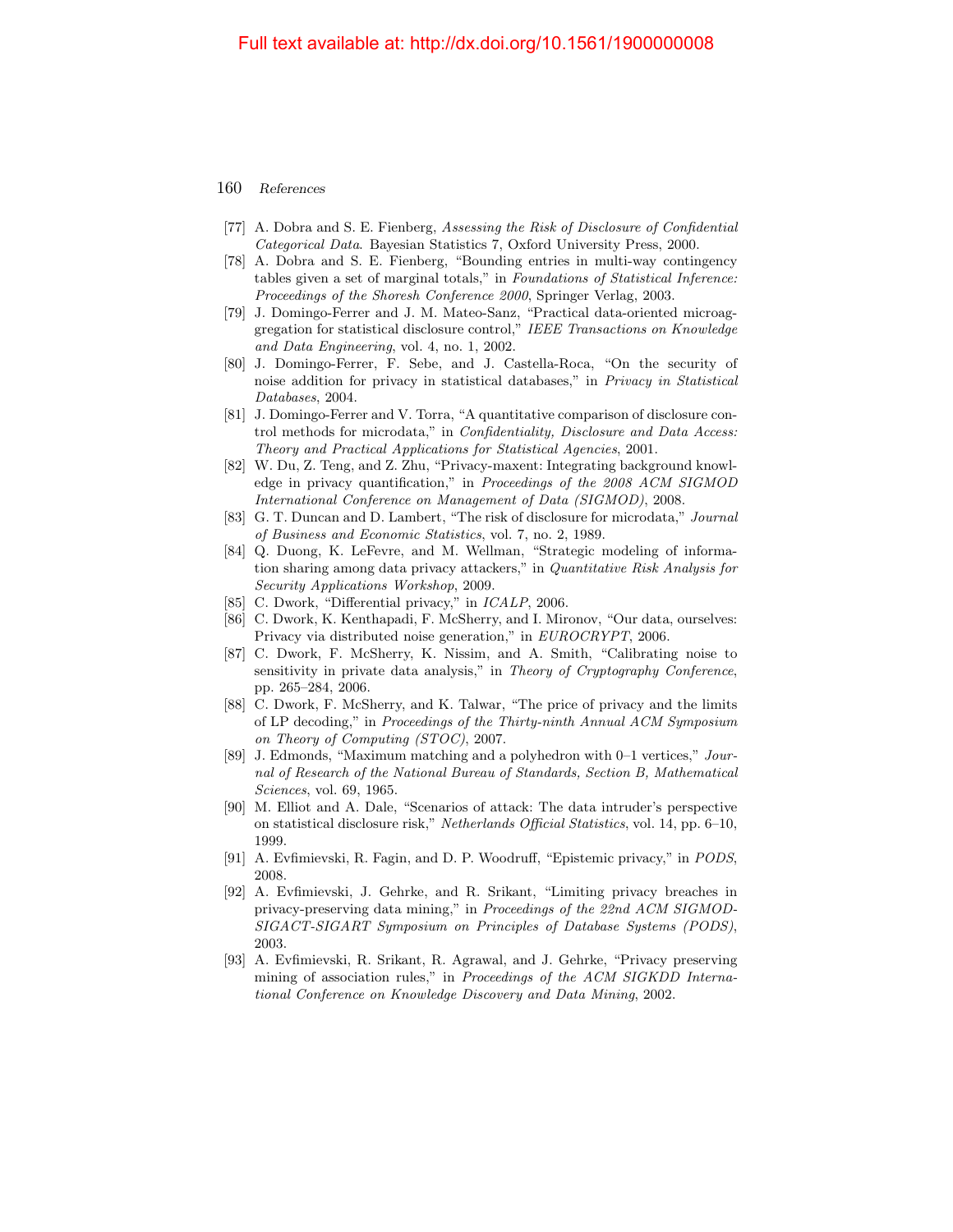[77] A. Dobra and S. E. Fienberg, *Assessing the Risk of Disclosure of Confidential Categorical Data*. Bayesian Statistics 7, Oxford University Press, 2000.

[78] A. Dobra and S. E. Fienberg, "Bounding entries in multi-way contingency tables given a set of marginal totals," in *Foundations of Statistical Inference: Proceedings of the Shoresh Conference 2000*, Springer Verlag, 2003.

[79] J. Domingo-Ferrer and J. M. Mateo-Sanz, "Practical data-oriented microaggregation for statistical disclosure control," *IEEE Transactions on Knowledge and Data Engineering*, vol. 4, no. 1, 2002.

[80] J. Domingo-Ferrer, F. Sebe, and J. Castella-Roca, "On the security of noise addition for privacy in statistical databases," in *Privacy in Statistical Databases*, 2004.

[81] J. Domingo-Ferrer and V. Torra, "A quantitative comparison of disclosure control methods for microdata," in *Confidentiality, Disclosure and Data Access: Theory and Practical Applications for Statistical Agencies*, 2001.

[82] W. Du, Z. Teng, and Z. Zhu, "Privacy-maxent: Integrating background knowledge in privacy quantification," in *Proceedings of the 2008 ACM SIGMOD International Conference on Management of Data (SIGMOD)*, 2008.

[83] G. T. Duncan and D. Lambert, "The risk of disclosure for microdata," *Journal of Business and Economic Statistics*, vol. 7, no. 2, 1989.

[84] Q. Duong, K. LeFevre, and M. Wellman, "Strategic modeling of information sharing among data privacy attackers," in *Quantitative Risk Analysis for Security Applications Workshop*, 2009.

[85] C. Dwork, "Differential privacy," in *ICALP*, 2006.

[86] C. Dwork, K. Kenthapadi, F. McSherry, and I. Mironov, "Our data, ourselves: Privacy via distributed noise generation," in *EUROCRYPT*, 2006.

[87] C. Dwork, F. McSherry, K. Nissim, and A. Smith, "Calibrating noise to sensitivity in private data analysis," in *Theory of Cryptography Conference*, pp. 265–284, 2006.

[88] C. Dwork, F. McSherry, and K. Talwar, "The price of privacy and the limits of LP decoding," in *Proceedings of the Thirty-ninth Annual ACM Symposium on Theory of Computing (STOC)*, 2007.

[89] J. Edmonds, "Maximum matching and a polyhedron with 0–1 vertices," *Journal of Research of the National Bureau of Standards, Section B, Mathematical Sciences*, vol. 69, 1965.

[90] M. Elliot and A. Dale, "Scenarios of attack: The data intruder's perspective on statistical disclosure risk," *Netherlands Official Statistics*, vol. 14, pp. 6–10, 1999.

[91] A. Evfimievski, R. Fagin, and D. P. Woodruff, "Epistemic privacy," in *PODS*, 2008.

[92] A. Evfimievski, J. Gehrke, and R. Srikant, "Limiting privacy breaches in privacy-preserving data mining," in *Proceedings of the 22nd ACM SIGMOD-SIGACT-SIGART Symposium on Principles of Database Systems (PODS)*, 2003.

[93] A. Evfimievski, R. Srikant, R. Agrawal, and J. Gehrke, "Privacy preserving mining of association rules," in *Proceedings of the ACM SIGKDD International Conference on Knowledge Discovery and Data Mining*, 2002.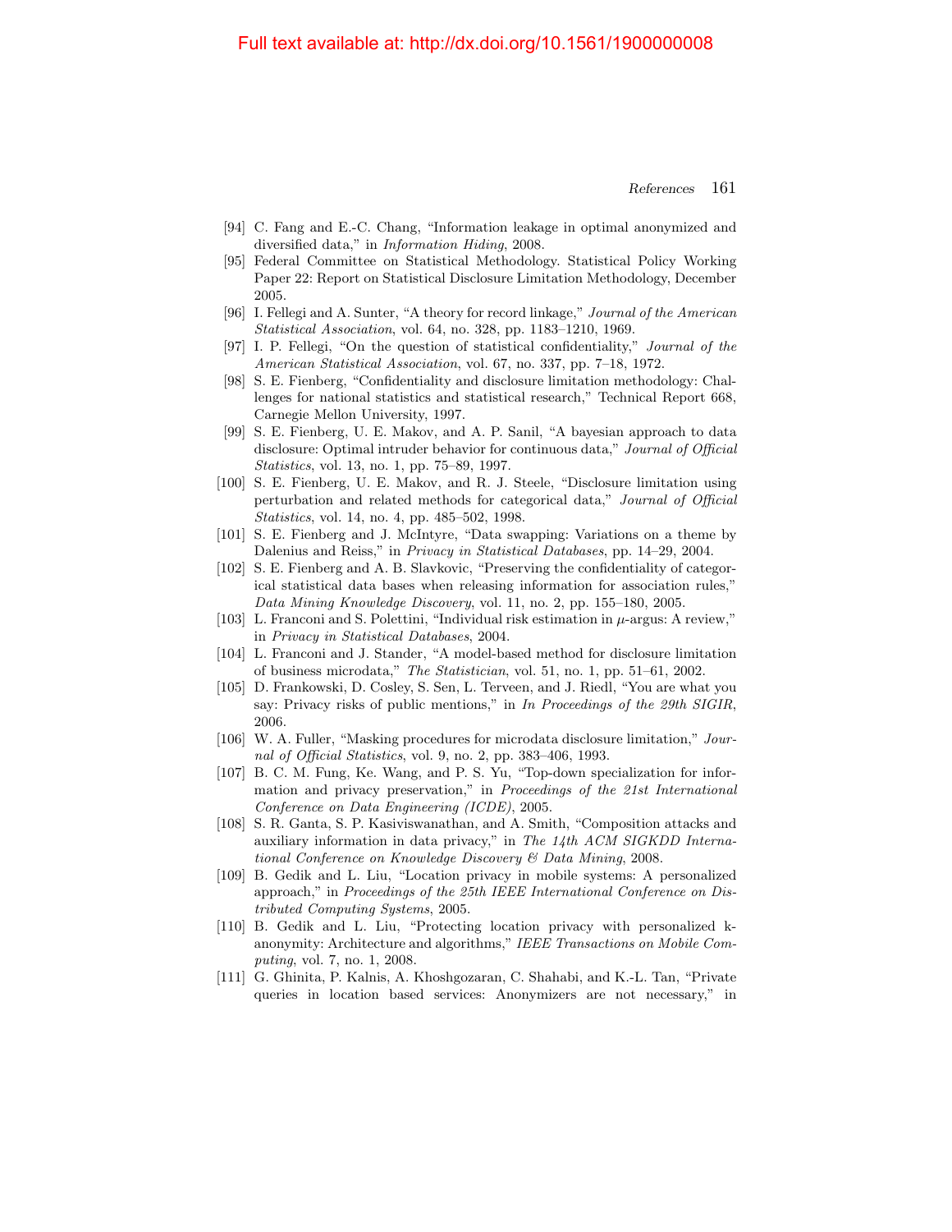[94] C. Fang and E.-C. Chang, "Information leakage in optimal anonymized and diversified data," in *Information Hiding*, 2008.

[95] Federal Committee on Statistical Methodology. Statistical Policy Working Paper 22: Report on Statistical Disclosure Limitation Methodology, December 2005.

[96] I. Fellegi and A. Sunter, "A theory for record linkage," *Journal of the American Statistical Association*, vol. 64, no. 328, pp. 1183–1210, 1969.

[97] I. P. Fellegi, "On the question of statistical confidentiality," *Journal of the American Statistical Association*, vol. 67, no. 337, pp. 7–18, 1972.

[98] S. E. Fienberg, "Confidentiality and disclosure limitation methodology: Challenges for national statistics and statistical research," Technical Report 668, Carnegie Mellon University, 1997.

[99] S. E. Fienberg, U. E. Makov, and A. P. Sanil, "A bayesian approach to data disclosure: Optimal intruder behavior for continuous data," *Journal of Official Statistics*, vol. 13, no. 1, pp. 75–89, 1997.

[100] S. E. Fienberg, U. E. Makov, and R. J. Steele, "Disclosure limitation using perturbation and related methods for categorical data," *Journal of Official Statistics*, vol. 14, no. 4, pp. 485–502, 1998.

[101] S. E. Fienberg and J. McIntyre, "Data swapping: Variations on a theme by Dalenius and Reiss," in *Privacy in Statistical Databases*, pp. 14–29, 2004.

[102] S. E. Fienberg and A. B. Slavkovic, "Preserving the confidentiality of categorical statistical data bases when releasing information for association rules," *Data Mining Knowledge Discovery*, vol. 11, no. 2, pp. 155–180, 2005.

[103] L. Franconi and S. Polettini, "Individual risk estimation in $\mu$-argus: A review," in *Privacy in Statistical Databases*, 2004.

[104] L. Franconi and J. Stander, "A model-based method for disclosure limitation of business microdata," *The Statistician*, vol. 51, no. 1, pp. 51–61, 2002.

[105] D. Frankowski, D. Cosley, S. Sen, L. Terveen, and J. Riedl, "You are what you say: Privacy risks of public mentions," in *In Proceedings of the 29th SIGIR*, 2006.

[106] W. A. Fuller, "Masking procedures for microdata disclosure limitation," *Journal of Official Statistics*, vol. 9, no. 2, pp. 383–406, 1993.

[107] B. C. M. Fung, Ke. Wang, and P. S. Yu, "Top-down specialization for information and privacy preservation," in *Proceedings of the 21st International Conference on Data Engineering (ICDE)*, 2005.

[108] S. R. Ganta, S. P. Kasiviswanathan, and A. Smith, "Composition attacks and auxiliary information in data privacy," in *The 14th ACM SIGKDD International Conference on Knowledge Discovery & Data Mining*, 2008.

[109] B. Gedik and L. Liu, "Location privacy in mobile systems: A personalized approach," in *Proceedings of the 25th IEEE International Conference on Distributed Computing Systems*, 2005.

[110] B. Gedik and L. Liu, "Protecting location privacy with personalized k-anonymity: Architecture and algorithms," *IEEE Transactions on Mobile Computing*, vol. 7, no. 1, 2008.

[111] G. Ghinita, P. Kalnis, A. Khoshgozaran, C. Shahabi, and K.-L. Tan, "Private queries in location based services: Anonymizers are not necessary," in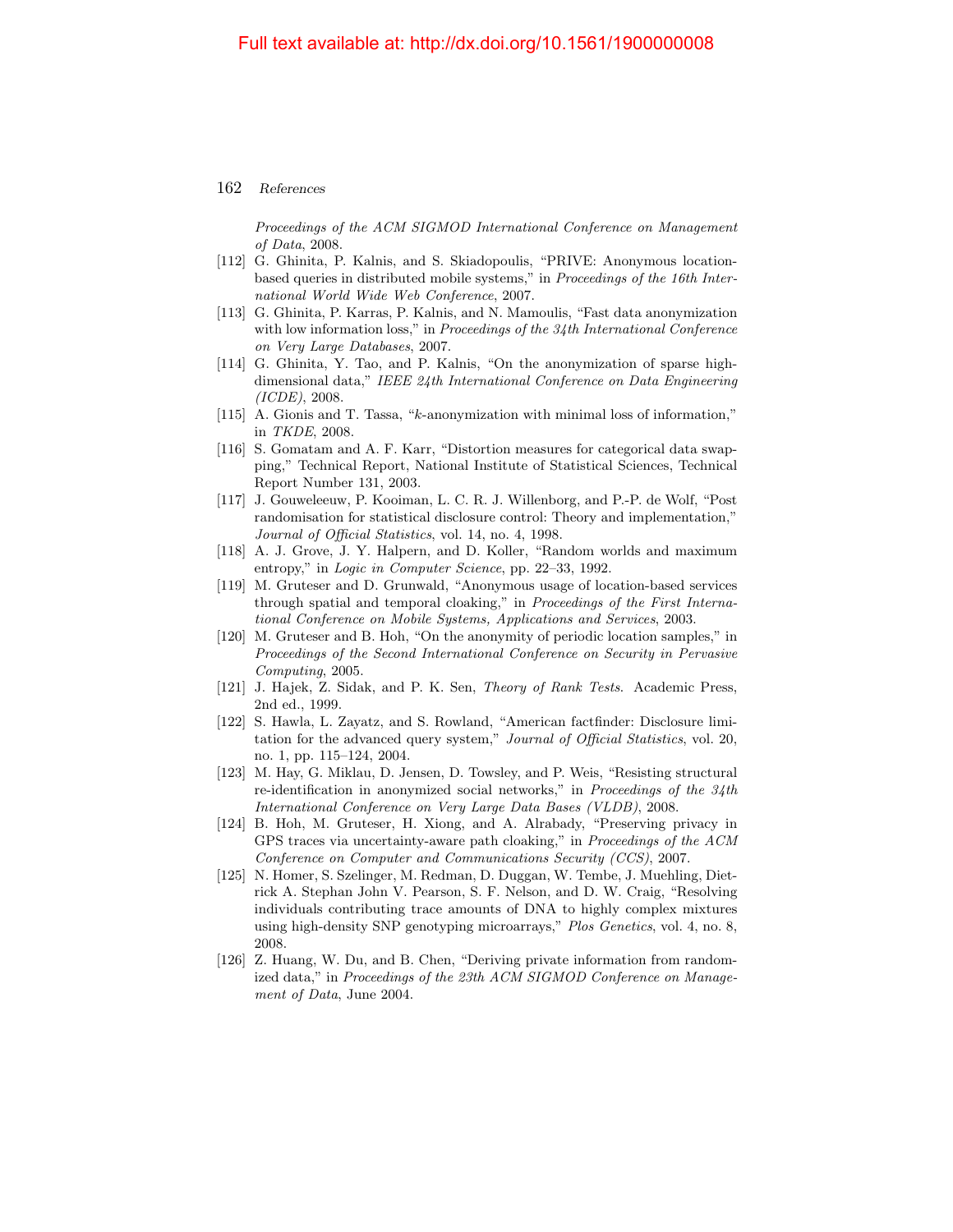*Proceedings of the ACM SIGMOD International Conference on Management of Data*, 2008.

[112] G. Ghinita, P. Kalnis, and S. Skiadopoulis, "PRIVE: Anonymous location-based queries in distributed mobile systems," in *Proceedings of the 16th International World Wide Web Conference*, 2007.

[113] G. Ghinita, P. Karras, P. Kalnis, and N. Mamoulis, "Fast data anonymization with low information loss," in *Proceedings of the 34th International Conference on Very Large Databases*, 2007.

[114] G. Ghinita, Y. Tao, and P. Kalnis, "On the anonymization of sparse high-dimensional data," *IEEE 24th International Conference on Data Engineering (ICDE)*, 2008.

[115] A. Gionis and T. Tassa, "$k$-anonymization with minimal loss of information," in *TKDE*, 2008.

[116] S. Gomatam and A. F. Karr, "Distortion measures for categorical data swapping," Technical Report, National Institute of Statistical Sciences, Technical Report Number 131, 2003.

[117] J. Gouweleeuw, P. Kooiman, L. C. R. J. Willenborg, and P.-P. de Wolf, "Post randomisation for statistical disclosure control: Theory and implementation," *Journal of Official Statistics*, vol. 14, no. 4, 1998.

[118] A. J. Grove, J. Y. Halpern, and D. Koller, "Random worlds and maximum entropy," in *Logic in Computer Science*, pp. 22–33, 1992.

[119] M. Gruteser and D. Grunwald, "Anonymous usage of location-based services through spatial and temporal cloaking," in *Proceedings of the First International Conference on Mobile Systems, Applications and Services*, 2003.

[120] M. Gruteser and B. Hoh, "On the anonymity of periodic location samples," in *Proceedings of the Second International Conference on Security in Pervasive Computing*, 2005.

[121] J. Hajek, Z. Sidak, and P. K. Sen, *Theory of Rank Tests*. Academic Press, 2nd ed., 1999.

[122] S. Hawla, L. Zayatz, and S. Rowland, "American factfinder: Disclosure limitation for the advanced query system," *Journal of Official Statistics*, vol. 20, no. 1, pp. 115–124, 2004.

[123] M. Hay, G. Miklau, D. Jensen, D. Towsley, and P. Weis, "Resisting structural re-identification in anonymized social networks," in *Proceedings of the 34th International Conference on Very Large Data Bases (VLDB)*, 2008.

[124] B. Hoh, M. Gruteser, H. Xiong, and A. Alrabady, "Preserving privacy in GPS traces via uncertainty-aware path cloaking," in *Proceedings of the ACM Conference on Computer and Communications Security (CCS)*, 2007.

[125] N. Homer, S. Szelinger, M. Redman, D. Duggan, W. Tembe, J. Muehling, Dietrick A. Stephan John V. Pearson, S. F. Nelson, and D. W. Craig, "Resolving individuals contributing trace amounts of DNA to highly complex mixtures using high-density SNP genotyping microarrays," *Plos Genetics*, vol. 4, no. 8, 2008.

[126] Z. Huang, W. Du, and B. Chen, "Deriving private information from randomized data," in *Proceedings of the 23th ACM SIGMOD Conference on Management of Data*, June 2004.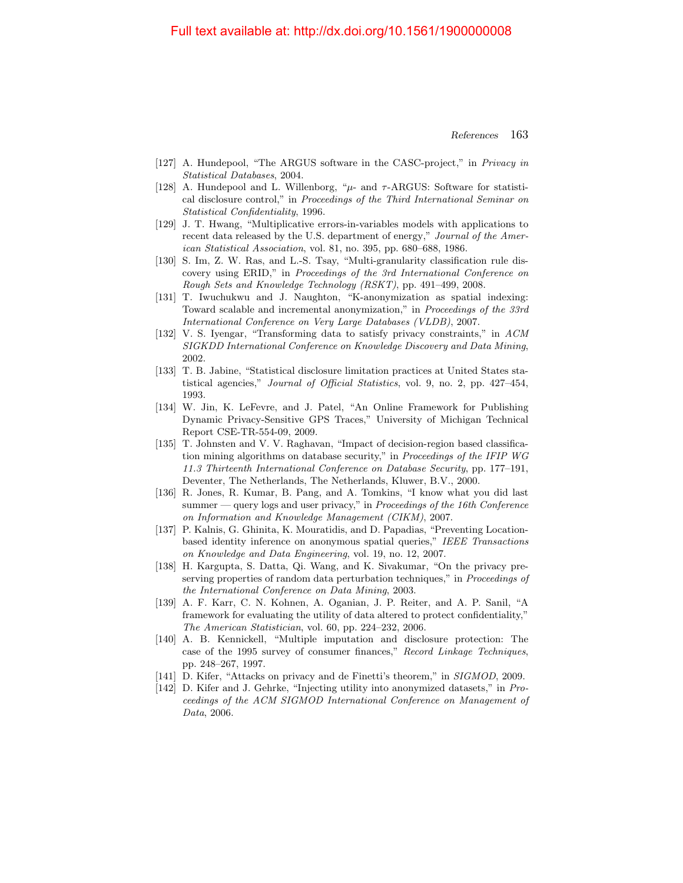[127] A. Hundepool, "The ARGUS software in the CASC-project," in *Privacy in Statistical Databases*, 2004.

[128] A. Hundepool and L. Willenborg, "$\mu$- and $\tau$-ARGUS: Software for statistical disclosure control," in *Proceedings of the Third International Seminar on Statistical Confidentiality*, 1996.

[129] J. T. Hwang, "Multiplicative errors-in-variables models with applications to recent data released by the U.S. department of energy," *Journal of the American Statistical Association*, vol. 81, no. 395, pp. 680–688, 1986.

[130] S. Im, Z. W. Ras, and L.-S. Tsay, "Multi-granularity classification rule discovery using ERID," in *Proceedings of the 3rd International Conference on Rough Sets and Knowledge Technology (RSKT)*, pp. 491–499, 2008.

[131] T. Iwuchukwu and J. Naughton, "K-anonymization as spatial indexing: Toward scalable and incremental anonymization," in *Proceedings of the 33rd International Conference on Very Large Databases (VLDB)*, 2007.

[132] V. S. Iyengar, "Transforming data to satisfy privacy constraints," in *ACM SIGKDD International Conference on Knowledge Discovery and Data Mining*, 2002.

[133] T. B. Jabine, "Statistical disclosure limitation practices at United States statistical agencies," *Journal of Official Statistics*, vol. 9, no. 2, pp. 427–454, 1993.

[134] W. Jin, K. LeFevre, and J. Patel, "An Online Framework for Publishing Dynamic Privacy-Sensitive GPS Traces," University of Michigan Technical Report CSE-TR-554-09, 2009.

[135] T. Johnsten and V. V. Raghavan, "Impact of decision-region based classification mining algorithms on database security," in *Proceedings of the IFIP WG 11.3 Thirteenth International Conference on Database Security*, pp. 177–191, Deventer, The Netherlands, The Netherlands, Kluwer, B.V., 2000.

[136] R. Jones, R. Kumar, B. Pang, and A. Tomkins, "I know what you did last summer — query logs and user privacy," in *Proceedings of the 16th Conference on Information and Knowledge Management (CIKM)*, 2007.

[137] P. Kalnis, G. Ghinita, K. Mouratidis, and D. Papadias, "Preventing Location-based identity inference on anonymous spatial queries," *IEEE Transactions on Knowledge and Data Engineering*, vol. 19, no. 12, 2007.

[138] H. Kargupta, S. Datta, Qi. Wang, and K. Sivakumar, "On the privacy preserving properties of random data perturbation techniques," in *Proceedings of the International Conference on Data Mining*, 2003.

[139] A. F. Karr, C. N. Kohnen, A. Oganian, J. P. Reiter, and A. P. Sanil, "A framework for evaluating the utility of data altered to protect confidentiality," *The American Statistician*, vol. 60, pp. 224–232, 2006.

[140] A. B. Kennickell, "Multiple imputation and disclosure protection: The case of the 1995 survey of consumer finances," *Record Linkage Techniques*, pp. 248–267, 1997.

[141] D. Kifer, "Attacks on privacy and de Finetti's theorem," in *SIGMOD*, 2009.

[142] D. Kifer and J. Gehrke, "Injecting utility into anonymized datasets," in *Proceedings of the ACM SIGMOD International Conference on Management of Data*, 2006.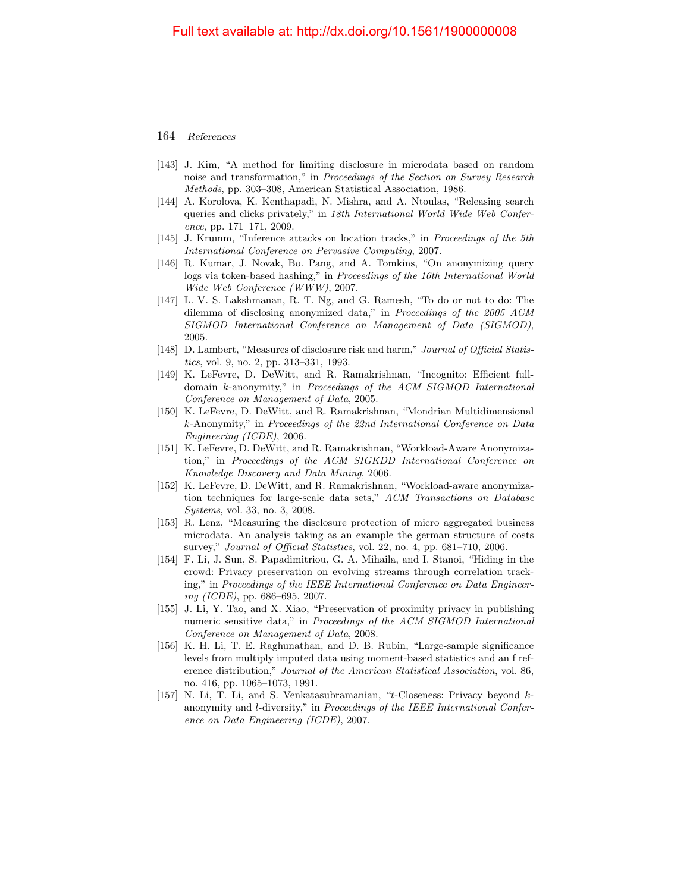[143] J. Kim, "A method for limiting disclosure in microdata based on random noise and transformation," in *Proceedings of the Section on Survey Research Methods*, pp. 303–308, American Statistical Association, 1986.

[144] A. Korolova, K. Kenthapadi, N. Mishra, and A. Ntoulas, "Releasing search queries and clicks privately," in *18th International World Wide Web Conference*, pp. 171–171, 2009.

[145] J. Krumm, "Inference attacks on location tracks," in *Proceedings of the 5th International Conference on Pervasive Computing*, 2007.

[146] R. Kumar, J. Novak, Bo. Pang, and A. Tomkins, "On anonymizing query logs via token-based hashing," in *Proceedings of the 16th International World Wide Web Conference (WWW)*, 2007.

[147] L. V. S. Lakshmanan, R. T. Ng, and G. Ramesh, "To do or not to do: The dilemma of disclosing anonymized data," in *Proceedings of the 2005 ACM SIGMOD International Conference on Management of Data (SIGMOD)*, 2005.

[148] D. Lambert, "Measures of disclosure risk and harm," *Journal of Official Statistics*, vol. 9, no. 2, pp. 313–331, 1993.

[149] K. LeFevre, D. DeWitt, and R. Ramakrishnan, "Incognito: Efficient full-domain $k$-anonymity," in *Proceedings of the ACM SIGMOD International Conference on Management of Data*, 2005.

[150] K. LeFevre, D. DeWitt, and R. Ramakrishnan, "Mondrian Multidimensional $k$-Anonymity," in *Proceedings of the 22nd International Conference on Data Engineering (ICDE)*, 2006.

[151] K. LeFevre, D. DeWitt, and R. Ramakrishnan, "Workload-Aware Anonymization," in *Proceedings of the ACM SIGKDD International Conference on Knowledge Discovery and Data Mining*, 2006.

[152] K. LeFevre, D. DeWitt, and R. Ramakrishnan, "Workload-aware anonymization techniques for large-scale data sets," *ACM Transactions on Database Systems*, vol. 33, no. 3, 2008.

[153] R. Lenz, "Measuring the disclosure protection of micro aggregated business microdata. An analysis taking as an example the german structure of costs survey," *Journal of Official Statistics*, vol. 22, no. 4, pp. 681–710, 2006.

[154] F. Li, J. Sun, S. Papadimitriou, G. A. Mihaila, and I. Stanoi, "Hiding in the crowd: Privacy preservation on evolving streams through correlation tracking," in *Proceedings of the IEEE International Conference on Data Engineering (ICDE)*, pp. 686–695, 2007.

[155] J. Li, Y. Tao, and X. Xiao, "Preservation of proximity privacy in publishing numeric sensitive data," in *Proceedings of the ACM SIGMOD International Conference on Management of Data*, 2008.

[156] K. H. Li, T. E. Raghunathan, and D. B. Rubin, "Large-sample significance levels from multiply imputed data using moment-based statistics and an f reference distribution," *Journal of the American Statistical Association*, vol. 86, no. 416, pp. 1065–1073, 1991.

[157] N. Li, T. Li, and S. Venkatasubramanian, "$t$-Closeness: Privacy beyond $k$-anonymity and $l$-diversity," in *Proceedings of the IEEE International Conference on Data Engineering (ICDE)*, 2007.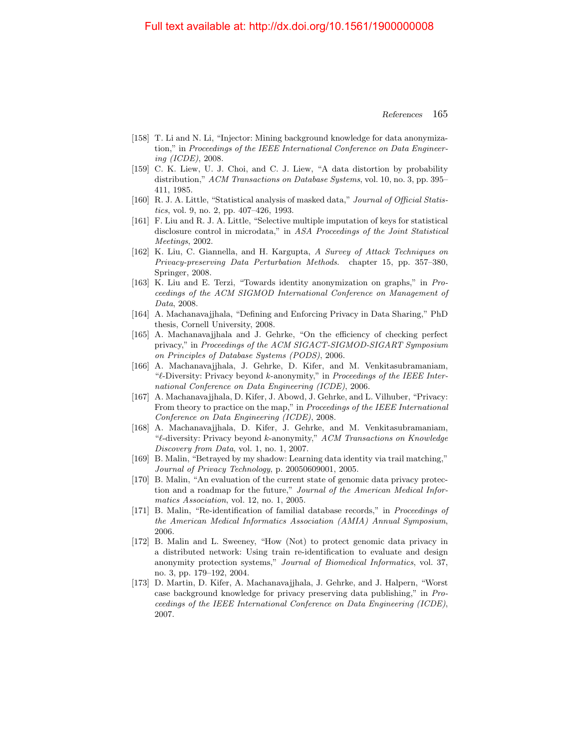[158] T. Li and N. Li, "Injector: Mining background knowledge for data anonymization," in *Proceedings of the IEEE International Conference on Data Engineering (ICDE)*, 2008.

[159] C. K. Liew, U. J. Choi, and C. J. Liew, "A data distortion by probability distribution," *ACM Transactions on Database Systems*, vol. 10, no. 3, pp. 395–411, 1985.

[160] R. J. A. Little, "Statistical analysis of masked data," *Journal of Official Statistics*, vol. 9, no. 2, pp. 407–426, 1993.

[161] F. Liu and R. J. A. Little, "Selective multiple imputation of keys for statistical disclosure control in microdata," in *ASA Proceedings of the Joint Statistical Meetings*, 2002.

[162] K. Liu, C. Giannella, and H. Kargupta, *A Survey of Attack Techniques on Privacy-preserving Data Perturbation Methods*. chapter 15, pp. 357–380, Springer, 2008.

[163] K. Liu and E. Terzi, "Towards identity anonymization on graphs," in *Proceedings of the ACM SIGMOD International Conference on Management of Data*, 2008.

[164] A. Machanavajjhala, "Defining and Enforcing Privacy in Data Sharing," PhD thesis, Cornell University, 2008.

[165] A. Machanavajjhala and J. Gehrke, "On the efficiency of checking perfect privacy," in *Proceedings of the ACM SIGACT-SIGMOD-SIGART Symposium on Principles of Database Systems (PODS)*, 2006.

[166] A. Machanavajjhala, J. Gehrke, D. Kifer, and M. Venkitasubramaniam, "$\ell$-Diversity: Privacy beyond $k$-anonymity," in *Proceedings of the IEEE International Conference on Data Engineering (ICDE)*, 2006.

[167] A. Machanavajjhala, D. Kifer, J. Abowd, J. Gehrke, and L. Vilhuber, "Privacy: From theory to practice on the map," in *Proceedings of the IEEE International Conference on Data Engineering (ICDE)*, 2008.

[168] A. Machanavajjhala, D. Kifer, J. Gehrke, and M. Venkitasubramaniam, "$\ell$-diversity: Privacy beyond $k$-anonymity," *ACM Transactions on Knowledge Discovery from Data*, vol. 1, no. 1, 2007.

[169] B. Malin, "Betrayed by my shadow: Learning data identity via trail matching," *Journal of Privacy Technology*, p. 20050609001, 2005.

[170] B. Malin, "An evaluation of the current state of genomic data privacy protection and a roadmap for the future," *Journal of the American Medical Informatics Association*, vol. 12, no. 1, 2005.

[171] B. Malin, "Re-identification of familial database records," in *Proceedings of the American Medical Informatics Association (AMIA) Annual Symposium*, 2006.

[172] B. Malin and L. Sweeney, "How (Not) to protect genomic data privacy in a distributed network: Using train re-identification to evaluate and design anonymity protection systems," *Journal of Biomedical Informatics*, vol. 37, no. 3, pp. 179–192, 2004.

[173] D. Martin, D. Kifer, A. Machanavajjhala, J. Gehrke, and J. Halpern, "Worst case background knowledge for privacy preserving data publishing," in *Proceedings of the IEEE International Conference on Data Engineering (ICDE)*, 2007.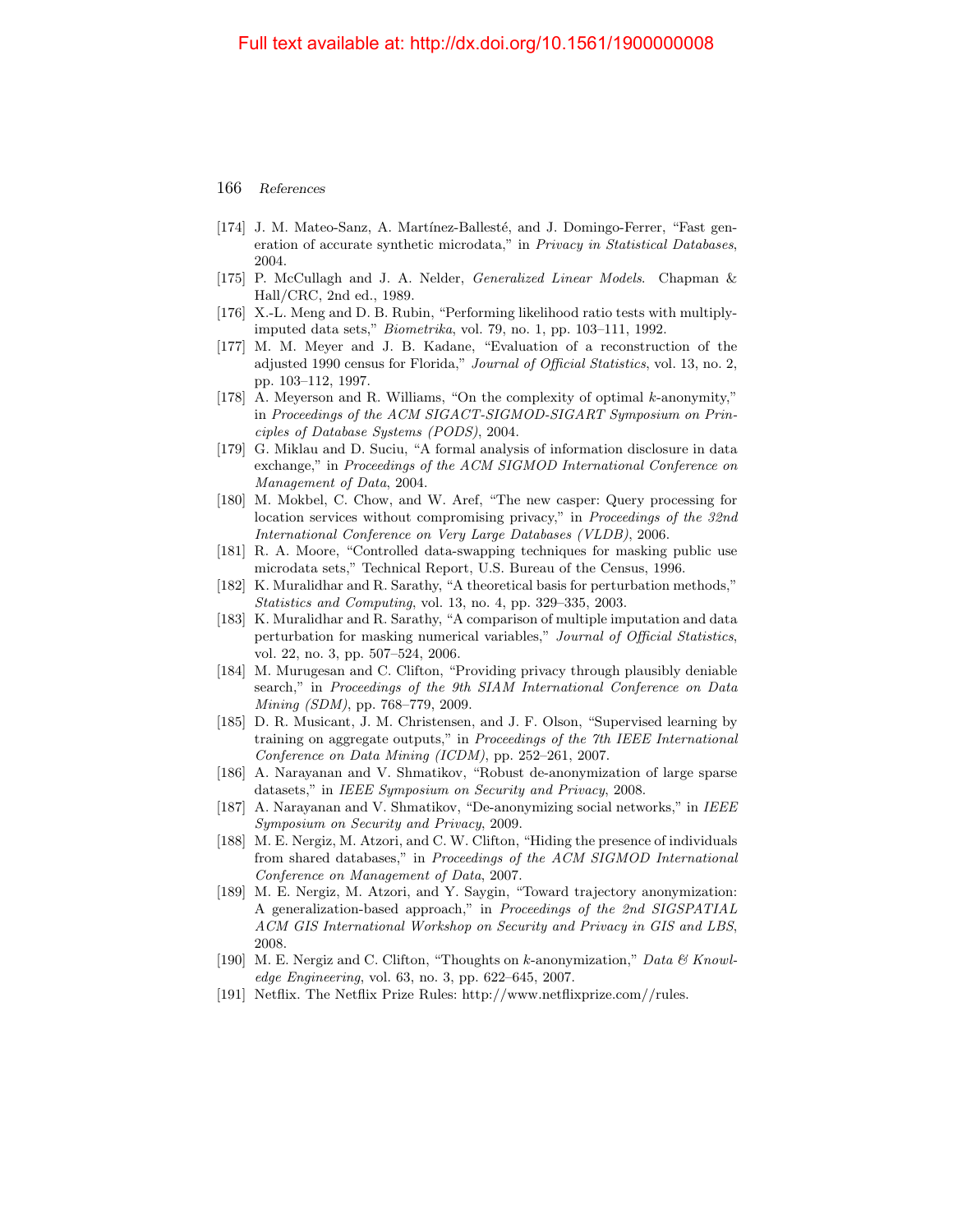[174] J. M. Mateo-Sanz, A. Martínez-Ballesté, and J. Domingo-Ferrer, "Fast generation of accurate synthetic microdata," in *Privacy in Statistical Databases*, 2004.

[175] P. McCullagh and J. A. Nelder, *Generalized Linear Models*. Chapman & Hall/CRC, 2nd ed., 1989.

[176] X.-L. Meng and D. B. Rubin, "Performing likelihood ratio tests with multiply-imputed data sets," *Biometrika*, vol. 79, no. 1, pp. 103–111, 1992.

[177] M. M. Meyer and J. B. Kadane, "Evaluation of a reconstruction of the adjusted 1990 census for Florida," *Journal of Official Statistics*, vol. 13, no. 2, pp. 103–112, 1997.

[178] A. Meyerson and R. Williams, "On the complexity of optimal $k$-anonymity," in *Proceedings of the ACM SIGACT-SIGMOD-SIGART Symposium on Principles of Database Systems (PODS)*, 2004.

[179] G. Miklau and D. Suciu, "A formal analysis of information disclosure in data exchange," in *Proceedings of the ACM SIGMOD International Conference on Management of Data*, 2004.

[180] M. Mokbel, C. Chow, and W. Aref, "The new casper: Query processing for location services without compromising privacy," in *Proceedings of the 32nd International Conference on Very Large Databases (VLDB)*, 2006.

[181] R. A. Moore, "Controlled data-swapping techniques for masking public use microdata sets," Technical Report, U.S. Bureau of the Census, 1996.

[182] K. Muralidhar and R. Sarathy, "A theoretical basis for perturbation methods," *Statistics and Computing*, vol. 13, no. 4, pp. 329–335, 2003.

[183] K. Muralidhar and R. Sarathy, "A comparison of multiple imputation and data perturbation for masking numerical variables," *Journal of Official Statistics*, vol. 22, no. 3, pp. 507–524, 2006.

[184] M. Murugesan and C. Clifton, "Providing privacy through plausibly deniable search," in *Proceedings of the 9th SIAM International Conference on Data Mining (SDM)*, pp. 768–779, 2009.

[185] D. R. Musicant, J. M. Christensen, and J. F. Olson, "Supervised learning by training on aggregate outputs," in *Proceedings of the 7th IEEE International Conference on Data Mining (ICDM)*, pp. 252–261, 2007.

[186] A. Narayanan and V. Shmatikov, "Robust de-anonymization of large sparse datasets," in *IEEE Symposium on Security and Privacy*, 2008.

[187] A. Narayanan and V. Shmatikov, "De-anonymizing social networks," in *IEEE Symposium on Security and Privacy*, 2009.

[188] M. E. Nergiz, M. Atzori, and C. W. Clifton, "Hiding the presence of individuals from shared databases," in *Proceedings of the ACM SIGMOD International Conference on Management of Data*, 2007.

[189] M. E. Nergiz, M. Atzori, and Y. Saygin, "Toward trajectory anonymization: A generalization-based approach," in *Proceedings of the 2nd SIGSPATIAL ACM GIS International Workshop on Security and Privacy in GIS and LBS*, 2008.

[190] M. E. Nergiz and C. Clifton, "Thoughts on $k$-anonymization," *Data & Knowledge Engineering*, vol. 63, no. 3, pp. 622–645, 2007.

[191] Netflix. The Netflix Prize Rules: http://www.netflixprize.com//rules.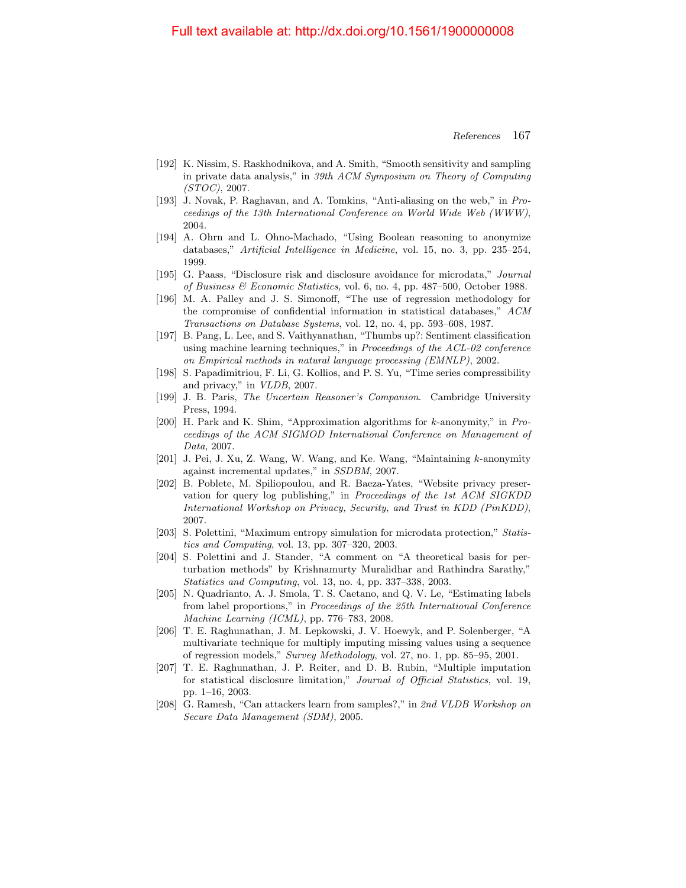Full text available at: http://dx.doi.org/10.1561/1900000008

[192] K. Nissim, S. Raskhodnikova, and A. Smith, "Smooth sensitivity and sampling in private data analysis," in *39th ACM Symposium on Theory of Computing (STOC)*, 2007.

[193] J. Novak, P. Raghavan, and A. Tomkins, "Anti-aliasing on the web," in *Proceedings of the 13th International Conference on World Wide Web (WWW)*, 2004.

[194] A. Ohrn and L. Ohno-Machado, "Using Boolean reasoning to anonymize databases," *Artificial Intelligence in Medicine*, vol. 15, no. 3, pp. 235–254, 1999.

[195] G. Paass, "Disclosure risk and disclosure avoidance for microdata," *Journal of Business & Economic Statistics*, vol. 6, no. 4, pp. 487–500, October 1988.

[196] M. A. Palley and J. S. Simonoff, "The use of regression methodology for the compromise of confidential information in statistical databases," *ACM Transactions on Database Systems*, vol. 12, no. 4, pp. 593–608, 1987.

[197] B. Pang, L. Lee, and S. Vaithyanathan, "Thumbs up?: Sentiment classification using machine learning techniques," in *Proceedings of the ACL-02 conference on Empirical methods in natural language processing (EMNLP)*, 2002.

[198] S. Papadimitriou, F. Li, G. Kollios, and P. S. Yu, "Time series compressibility and privacy," in *VLDB*, 2007.

[199] J. B. Paris, *The Uncertain Reasoner's Companion*. Cambridge University Press, 1994.

[200] H. Park and K. Shim, "Approximation algorithms for $k$-anonymity," in *Proceedings of the ACM SIGMOD International Conference on Management of Data*, 2007.

[201] J. Pei, J. Xu, Z. Wang, W. Wang, and Ke. Wang, "Maintaining $k$-anonymity against incremental updates," in *SSDBM*, 2007.

[202] B. Poblete, M. Spiliopoulou, and R. Baeza-Yates, "Website privacy preservation for query log publishing," in *Proceedings of the 1st ACM SIGKDD International Workshop on Privacy, Security, and Trust in KDD (PinKDD)*, 2007.

[203] S. Polettini, "Maximum entropy simulation for microdata protection," *Statistics and Computing*, vol. 13, pp. 307–320, 2003.

[204] S. Polettini and J. Stander, "A comment on "A theoretical basis for perturbation methods" by Krishnamurty Muralidhar and Rathindra Sarathy," *Statistics and Computing*, vol. 13, no. 4, pp. 337–338, 2003.

[205] N. Quadrianto, A. J. Smola, T. S. Caetano, and Q. V. Le, "Estimating labels from label proportions," in *Proceedings of the 25th International Conference Machine Learning (ICML)*, pp. 776–783, 2008.

[206] T. E. Raghunathan, J. M. Lepkowski, J. V. Hoewyk, and P. Solenberger, "A multivariate technique for multiply imputing missing values using a sequence of regression models," *Survey Methodology*, vol. 27, no. 1, pp. 85–95, 2001.

[207] T. E. Raghunathan, J. P. Reiter, and D. B. Rubin, "Multiple imputation for statistical disclosure limitation," *Journal of Official Statistics*, vol. 19, pp. 1–16, 2003.

[208] G. Ramesh, "Can attackers learn from samples?," in *2nd VLDB Workshop on Secure Data Management (SDM)*, 2005.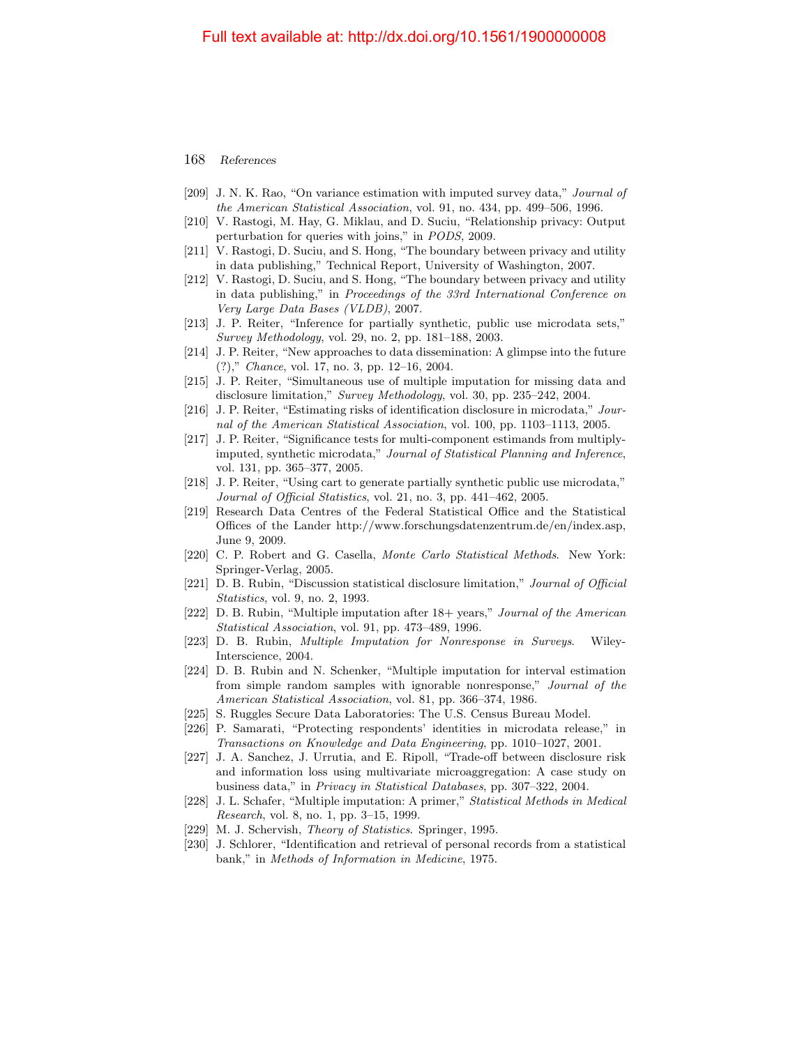- [209] J. N. K. Rao, "On variance estimation with imputed survey data," *Journal of the American Statistical Association*, vol. 91, no. 434, pp. 499–506, 1996.
- [210] V. Rastogi, M. Hay, G. Miklau, and D. Suciu, "Relationship privacy: Output perturbation for queries with joins," in *PODS*, 2009.
- [211] V. Rastogi, D. Suciu, and S. Hong, "The boundary between privacy and utility in data publishing," Technical Report, University of Washington, 2007.
- [212] V. Rastogi, D. Suciu, and S. Hong, "The boundary between privacy and utility in data publishing," in *Proceedings of the 33rd International Conference on Very Large Data Bases (VLDB)*, 2007.
- [213] J. P. Reiter, "Inference for partially synthetic, public use microdata sets," *Survey Methodology*, vol. 29, no. 2, pp. 181–188, 2003.
- [214] J. P. Reiter, "New approaches to data dissemination: A glimpse into the future (?)," *Chance*, vol. 17, no. 3, pp. 12–16, 2004.
- [215] J. P. Reiter, "Simultaneous use of multiple imputation for missing data and disclosure limitation," *Survey Methodology*, vol. 30, pp. 235–242, 2004.
- [216] J. P. Reiter, "Estimating risks of identification disclosure in microdata," *Journal of the American Statistical Association*, vol. 100, pp. 1103–1113, 2005.
- [217] J. P. Reiter, "Significance tests for multi-component estimands from multiply-imputed, synthetic microdata," *Journal of Statistical Planning and Inference*, vol. 131, pp. 365–377, 2005.
- [218] J. P. Reiter, "Using cart to generate partially synthetic public use microdata," *Journal of Official Statistics*, vol. 21, no. 3, pp. 441–462, 2005.
- [219] Research Data Centres of the Federal Statistical Office and the Statistical Offices of the Lander http://www.forschungsdatenzentrum.de/en/index.asp, June 9, 2009.
- [220] C. P. Robert and G. Casella, *Monte Carlo Statistical Methods*. New York: Springer-Verlag, 2005.
- [221] D. B. Rubin, "Discussion statistical disclosure limitation," *Journal of Official Statistics*, vol. 9, no. 2, 1993.
- [222] D. B. Rubin, "Multiple imputation after 18+ years," *Journal of the American Statistical Association*, vol. 91, pp. 473–489, 1996.
- [223] D. B. Rubin, *Multiple Imputation for Nonresponse in Surveys*. Wiley-Interscience, 2004.
- [224] D. B. Rubin and N. Schenker, "Multiple imputation for interval estimation from simple random samples with ignorable nonresponse," *Journal of the American Statistical Association*, vol. 81, pp. 366–374, 1986.
- [225] S. Ruggles Secure Data Laboratories: The U.S. Census Bureau Model.
- [226] P. Samarati, "Protecting respondents' identities in microdata release," in *Transactions on Knowledge and Data Engineering*, pp. 1010–1027, 2001.
- [227] J. A. Sanchez, J. Urrutia, and E. Ripoll, "Trade-off between disclosure risk and information loss using multivariate microaggregation: A case study on business data," in *Privacy in Statistical Databases*, pp. 307–322, 2004.
- [228] J. L. Schafer, "Multiple imputation: A primer," *Statistical Methods in Medical Research*, vol. 8, no. 1, pp. 3–15, 1999.
- [229] M. J. Schervish, *Theory of Statistics*. Springer, 1995.
- [230] J. Schlorer, "Identification and retrieval of personal records from a statistical bank," in *Methods of Information in Medicine*, 1975.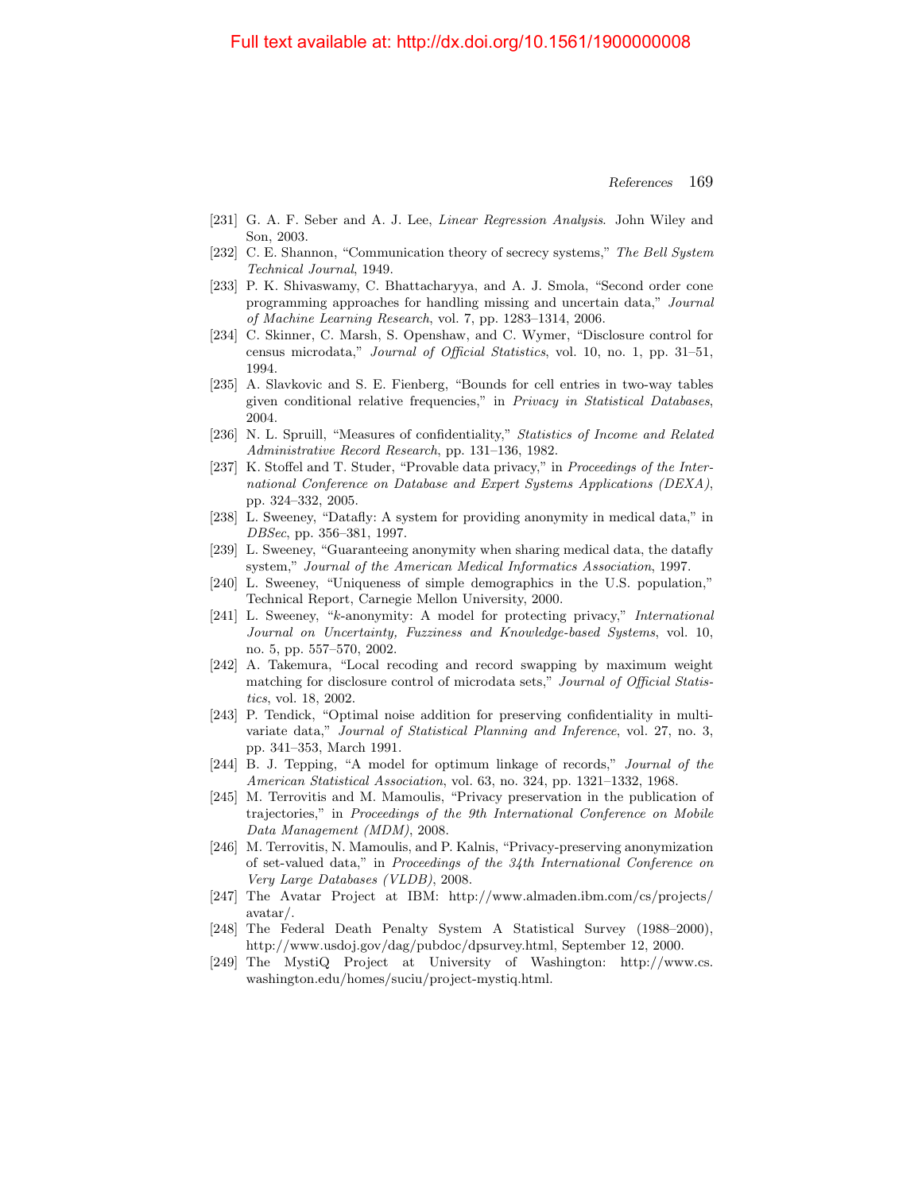[231] G. A. F. Seber and A. J. Lee, *Linear Regression Analysis*. John Wiley and Son, 2003.

[232] C. E. Shannon, "Communication theory of secrecy systems," *The Bell System Technical Journal*, 1949.

[233] P. K. Shivaswamy, C. Bhattacharyya, and A. J. Smola, "Second order cone programming approaches for handling missing and uncertain data," *Journal of Machine Learning Research*, vol. 7, pp. 1283–1314, 2006.

[234] C. Skinner, C. Marsh, S. Openshaw, and C. Wymer, "Disclosure control for census microdata," *Journal of Official Statistics*, vol. 10, no. 1, pp. 31–51, 1994.

[235] A. Slavkovic and S. E. Fienberg, "Bounds for cell entries in two-way tables given conditional relative frequencies," in *Privacy in Statistical Databases*, 2004.

[236] N. L. Spruill, "Measures of confidentiality," *Statistics of Income and Related Administrative Record Research*, pp. 131–136, 1982.

[237] K. Stoffel and T. Studer, "Provable data privacy," in *Proceedings of the International Conference on Database and Expert Systems Applications (DEXA)*, pp. 324–332, 2005.

[238] L. Sweeney, "Datafly: A system for providing anonymity in medical data," in *DBSec*, pp. 356–381, 1997.

[239] L. Sweeney, "Guaranteeing anonymity when sharing medical data, the datafly system," *Journal of the American Medical Informatics Association*, 1997.

[240] L. Sweeney, "Uniqueness of simple demographics in the U.S. population," Technical Report, Carnegie Mellon University, 2000.

[241] L. Sweeney, "$k$-anonymity: A model for protecting privacy," *International Journal on Uncertainty, Fuzziness and Knowledge-based Systems*, vol. 10, no. 5, pp. 557–570, 2002.

[242] A. Takemura, "Local recoding and record swapping by maximum weight matching for disclosure control of microdata sets," *Journal of Official Statistics*, vol. 18, 2002.

[243] P. Tendick, "Optimal noise addition for preserving confidentiality in multivariate data," *Journal of Statistical Planning and Inference*, vol. 27, no. 3, pp. 341–353, March 1991.

[244] B. J. Tepping, "A model for optimum linkage of records," *Journal of the American Statistical Association*, vol. 63, no. 324, pp. 1321–1332, 1968.

[245] M. Terrovitis and M. Mamoulis, "Privacy preservation in the publication of trajectories," in *Proceedings of the 9th International Conference on Mobile Data Management (MDM)*, 2008.

[246] M. Terrovitis, N. Mamoulis, and P. Kalnis, "Privacy-preserving anonymization of set-valued data," in *Proceedings of the 34th International Conference on Very Large Databases (VLDB)*, 2008.

[247] The Avatar Project at IBM: http://www.almaden.ibm.com/cs/projects/avatar/.

[248] The Federal Death Penalty System A Statistical Survey (1988–2000), http://www.usdoj.gov/dag/pubdoc/dpsurvey.html, September 12, 2000.

[249] The MystiQ Project at University of Washington: http://www.cs.washington.edu/homes/suciu/project-mystiq.html.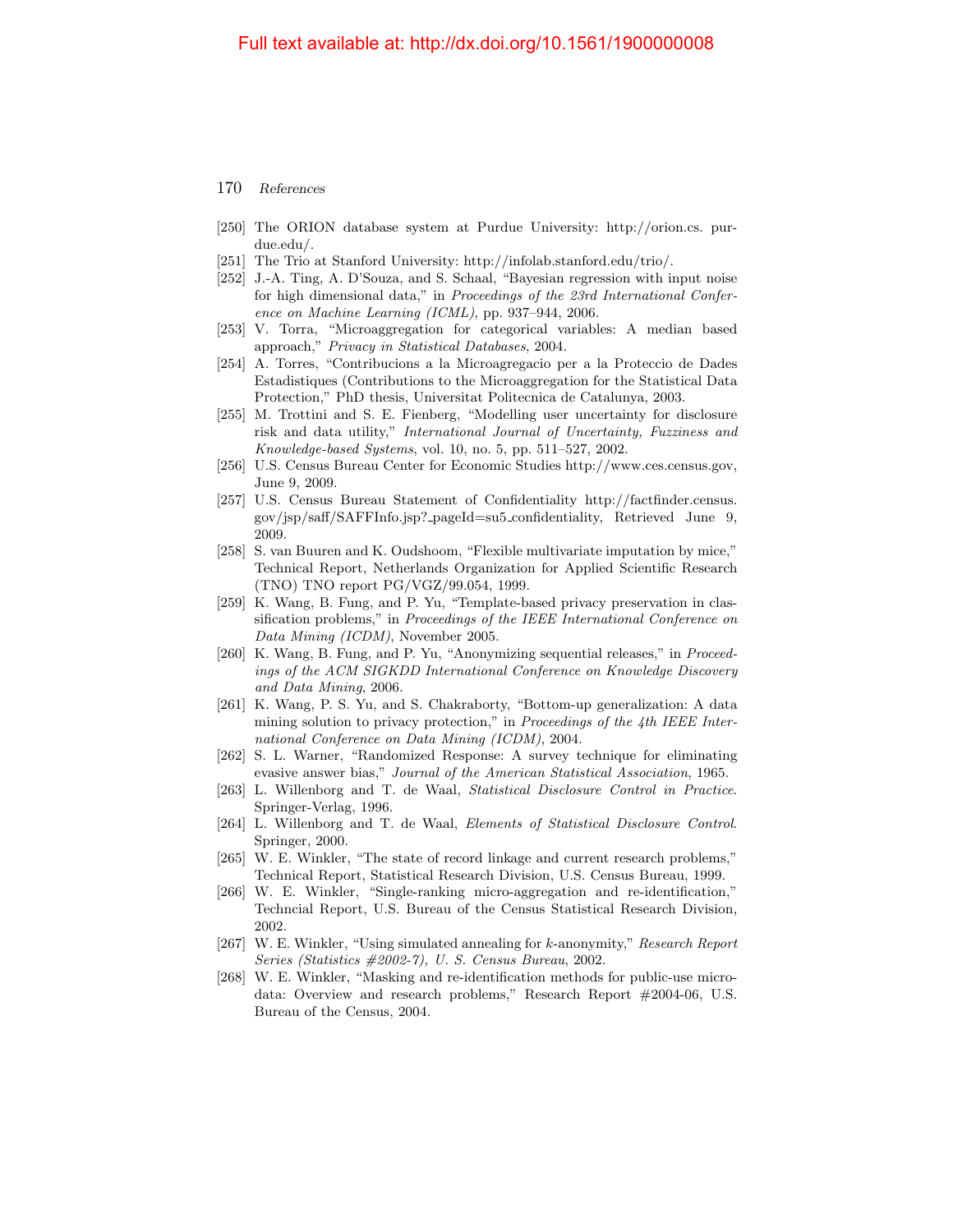[250] The ORION database system at Purdue University: http://orion.cs.purdue.edu/.

[251] The Trio at Stanford University: http://infolab.stanford.edu/trio/.

[252] J.-A. Ting, A. D'Souza, and S. Schaal, "Bayesian regression with input noise for high dimensional data," in *Proceedings of the 23rd International Conference on Machine Learning (ICML)*, pp. 937–944, 2006.

[253] V. Torra, "Microaggregation for categorical variables: A median based approach," *Privacy in Statistical Databases*, 2004.

[254] A. Torres, "Contribucions a la Microagregacio per a la Proteccio de Dades Estadistiques (Contributions to the Microaggregation for the Statistical Data Protection," PhD thesis, Universitat Politecnica de Catalunya, 2003.

[255] M. Trottini and S. E. Fienberg, "Modelling user uncertainty for disclosure risk and data utility," *International Journal of Uncertainty, Fuzziness and Knowledge-based Systems*, vol. 10, no. 5, pp. 511–527, 2002.

[256] U.S. Census Bureau Center for Economic Studies http://www.ces.census.gov, June 9, 2009.

[257] U.S. Census Bureau Statement of Confidentiality http://factfinder.census.gov/jsp/saff/SAFFInfo.jsp?_pageId=su5_confidentiality, Retrieved June 9, 2009.

[258] S. van Buuren and K. Oudshoom, "Flexible multivariate imputation by mice," Technical Report, Netherlands Organization for Applied Scientific Research (TNO) TNO report PG/VGZ/99.054, 1999.

[259] K. Wang, B. Fung, and P. Yu, "Template-based privacy preservation in classification problems," in *Proceedings of the IEEE International Conference on Data Mining (ICDM)*, November 2005.

[260] K. Wang, B. Fung, and P. Yu, "Anonymizing sequential releases," in *Proceedings of the ACM SIGKDD International Conference on Knowledge Discovery and Data Mining*, 2006.

[261] K. Wang, P. S. Yu, and S. Chakraborty, "Bottom-up generalization: A data mining solution to privacy protection," in *Proceedings of the 4th IEEE International Conference on Data Mining (ICDM)*, 2004.

[262] S. L. Warner, "Randomized Response: A survey technique for eliminating evasive answer bias," *Journal of the American Statistical Association*, 1965.

[263] L. Willenborg and T. de Waal, *Statistical Disclosure Control in Practice*. Springer-Verlag, 1996.

[264] L. Willenborg and T. de Waal, *Elements of Statistical Disclosure Control*. Springer, 2000.

[265] W. E. Winkler, "The state of record linkage and current research problems," Technical Report, Statistical Research Division, U.S. Census Bureau, 1999.

[266] W. E. Winkler, "Single-ranking micro-aggregation and re-identification," Techncial Report, U.S. Bureau of the Census Statistical Research Division, 2002.

[267] W. E. Winkler, "Using simulated annealing for $k$-anonymity," *Research Report Series (Statistics #2002-7), U. S. Census Bureau*, 2002.

[268] W. E. Winkler, "Masking and re-identification methods for public-use microdata: Overview and research problems," Research Report #2004-06, U.S. Bureau of the Census, 2004.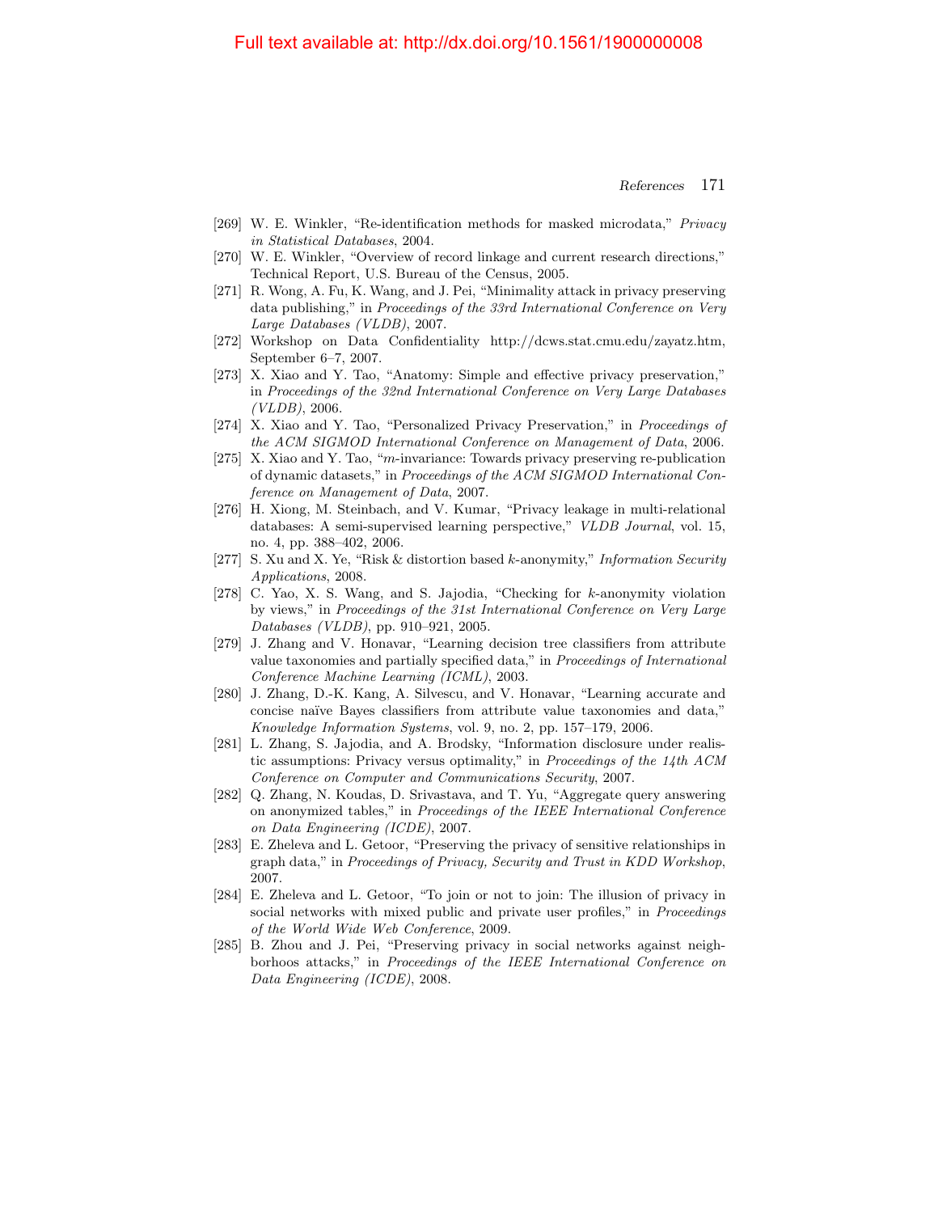[269] W. E. Winkler, "Re-identification methods for masked microdata," *Privacy in Statistical Databases*, 2004.

[270] W. E. Winkler, "Overview of record linkage and current research directions," Technical Report, U.S. Bureau of the Census, 2005.

[271] R. Wong, A. Fu, K. Wang, and J. Pei, "Minimality attack in privacy preserving data publishing," in *Proceedings of the 33rd International Conference on Very Large Databases (VLDB)*, 2007.

[272] Workshop on Data Confidentiality http://dcws.stat.cmu.edu/zayatz.htm, September 6–7, 2007.

[273] X. Xiao and Y. Tao, "Anatomy: Simple and effective privacy preservation," in *Proceedings of the 32nd International Conference on Very Large Databases (VLDB)*, 2006.

[274] X. Xiao and Y. Tao, "Personalized Privacy Preservation," in *Proceedings of the ACM SIGMOD International Conference on Management of Data*, 2006.

[275] X. Xiao and Y. Tao, "$m$-invariance: Towards privacy preserving re-publication of dynamic datasets," in *Proceedings of the ACM SIGMOD International Conference on Management of Data*, 2007.

[276] H. Xiong, M. Steinbach, and V. Kumar, "Privacy leakage in multi-relational databases: A semi-supervised learning perspective," *VLDB Journal*, vol. 15, no. 4, pp. 388–402, 2006.

[277] S. Xu and X. Ye, "Risk & distortion based $k$-anonymity," *Information Security Applications*, 2008.

[278] C. Yao, X. S. Wang, and S. Jajodia, "Checking for $k$-anonymity violation by views," in *Proceedings of the 31st International Conference on Very Large Databases (VLDB)*, pp. 910–921, 2005.

[279] J. Zhang and V. Honavar, "Learning decision tree classifiers from attribute value taxonomies and partially specified data," in *Proceedings of International Conference Machine Learning (ICML)*, 2003.

[280] J. Zhang, D.-K. Kang, A. Silvescu, and V. Honavar, "Learning accurate and concise naïve Bayes classifiers from attribute value taxonomies and data," *Knowledge Information Systems*, vol. 9, no. 2, pp. 157–179, 2006.

[281] L. Zhang, S. Jajodia, and A. Brodsky, "Information disclosure under realistic assumptions: Privacy versus optimality," in *Proceedings of the 14th ACM Conference on Computer and Communications Security*, 2007.

[282] Q. Zhang, N. Koudas, D. Srivastava, and T. Yu, "Aggregate query answering on anonymized tables," in *Proceedings of the IEEE International Conference on Data Engineering (ICDE)*, 2007.

[283] E. Zheleva and L. Getoor, "Preserving the privacy of sensitive relationships in graph data," in *Proceedings of Privacy, Security and Trust in KDD Workshop*, 2007.

[284] E. Zheleva and L. Getoor, "To join or not to join: The illusion of privacy in social networks with mixed public and private user profiles," in *Proceedings of the World Wide Web Conference*, 2009.

[285] B. Zhou and J. Pei, "Preserving privacy in social networks against neighborhoos attacks," in *Proceedings of the IEEE International Conference on Data Engineering (ICDE)*, 2008.